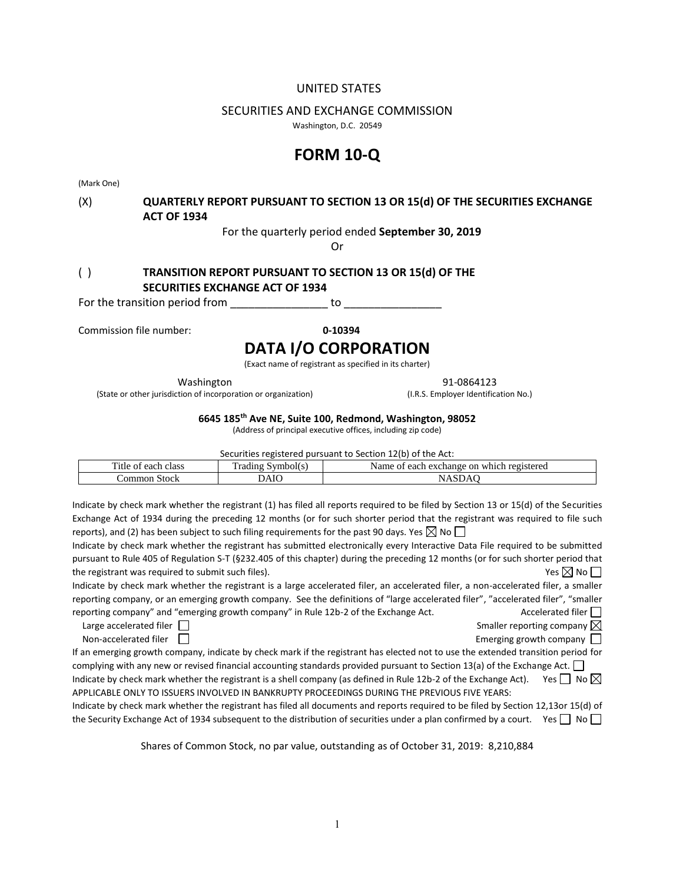UNITED STATES

SECURITIES AND EXCHANGE COMMISSION

Washington, D.C. 20549

# FORM 10-Q

(Mark One)

(X) **QUARTERLY REPORT PURSUANT TO SECTION 13 OR 15(d) OF THE SECURITIES EXCHANGE ACT OF 1934**

For the quarterly period ended **September 30, 2019**

Or

( ) **TRANSITION REPORT PURSUANT TO SECTION 13 OR 15(d) OF THE SECURITIES EXCHANGE ACT OF 1934**

For the transition period from ________________ to ________________

Commission file number: **0-10394**

# DATA I/O CORPORATION

(Exact name of registrant as specified in its charter)

| Washington | 91-0864123 |
|---|---|
| (State or other jurisdiction of incorporation or organization) | (I.R.S. Employer Identification No.) |

**6645 185th Ave NE, Suite 100, Redmond, Washington, 98052**

(Address of principal executive offices, including zip code)

Securities registered pursuant to Section 12(b) of the Act:

| Title of each class | Trading Symbol(s) | Name of each exchange on which registered |
|---|---|---|
| Common Stock | DAIO | NASDAQ |

Indicate by check mark whether the registrant (1) has filed all reports required to be filed by Section 13 or 15(d) of the Securities Exchange Act of 1934 during the preceding 12 months (or for such shorter period that the registrant was required to file such reports), and (2) has been subject to such filing requirements for the past 90 days. Yes ☒ No ☐

Indicate by check mark whether the registrant has submitted electronically every Interactive Data File required to be submitted pursuant to Rule 405 of Regulation S-T (§232.405 of this chapter) during the preceding 12 months (or for such shorter period that the registrant was required to submit such files). Yes ☒ No ☐

Indicate by check mark whether the registrant is a large accelerated filer, an accelerated filer, a non-accelerated filer, a smaller reporting company, or an emerging growth company. See the definitions of "large accelerated filer", "accelerated filer", "smaller reporting company" and "emerging growth company" in Rule 12b-2 of the Exchange Act. Accelerated filer ☐

Large accelerated filer ☐ Smaller reporting company ☒

Non-accelerated filer ☐ Emerging growth company ☐

If an emerging growth company, indicate by check mark if the registrant has elected not to use the extended transition period for complying with any new or revised financial accounting standards provided pursuant to Section 13(a) of the Exchange Act. ☐

Indicate by check mark whether the registrant is a shell company (as defined in Rule 12b-2 of the Exchange Act). Yes ☐ No ☒

APPLICABLE ONLY TO ISSUERS INVOLVED IN BANKRUPTY PROCEEDINGS DURING THE PREVIOUS FIVE YEARS:

Indicate by check mark whether the registrant has filed all documents and reports required to be filed by Section 12,13or 15(d) of the Security Exchange Act of 1934 subsequent to the distribution of securities under a plan confirmed by a court. Yes ☐ No ☐

Shares of Common Stock, no par value, outstanding as of October 31, 2019: 8,210,884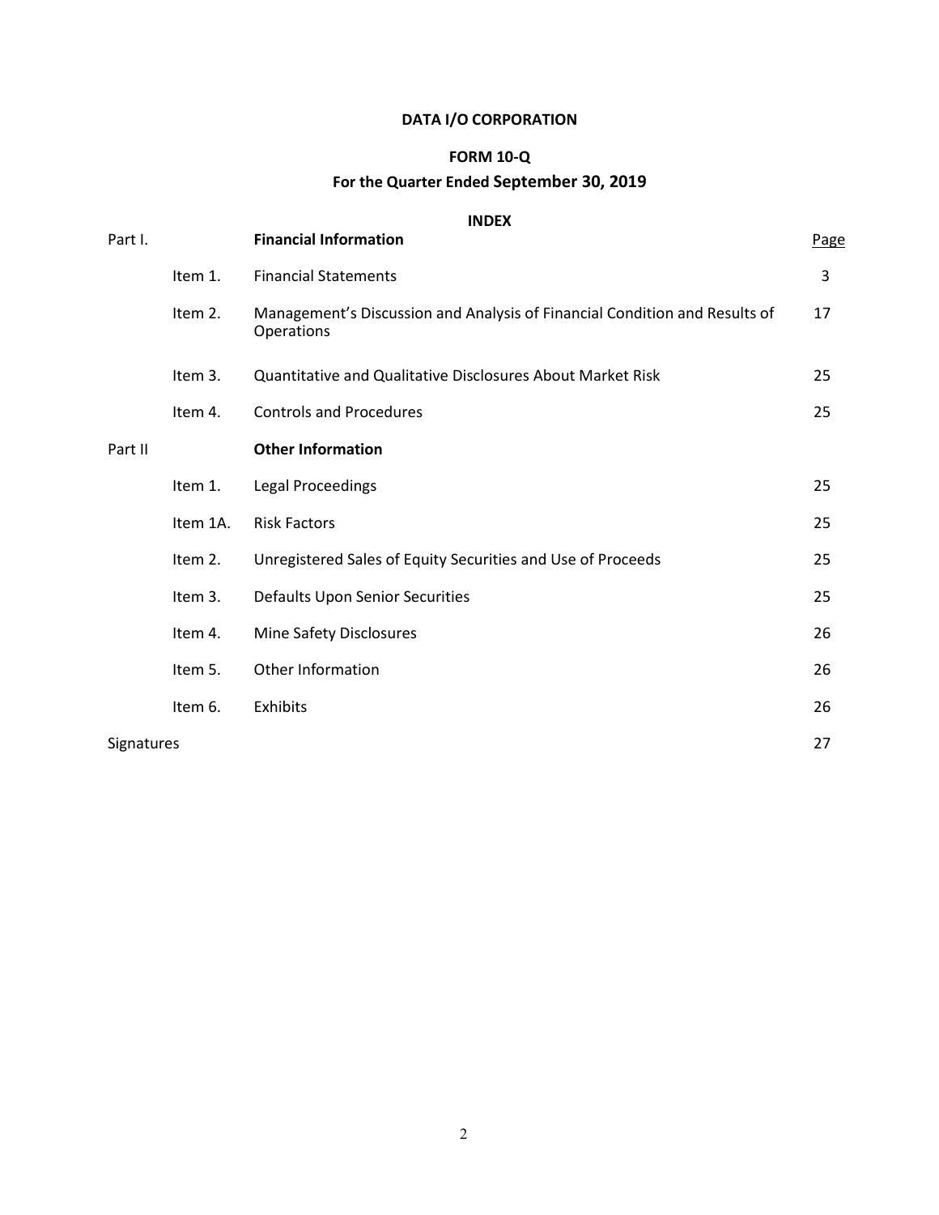**DATA I/O CORPORATION**

**FORM 10-Q**

**For the Quarter Ended September 30, 2019**

**INDEX**

| Part I. | | **Financial Information** | Page |
|---|---|---|---|
| | Item 1. | Financial Statements | 3 |
| | Item 2. | Management's Discussion and Analysis of Financial Condition and Results of Operations | 17 |
| | Item 3. | Quantitative and Qualitative Disclosures About Market Risk | 25 |
| | Item 4. | Controls and Procedures | 25 |
| Part II | | **Other Information** | |
| | Item 1. | Legal Proceedings | 25 |
| | Item 1A. | Risk Factors | 25 |
| | Item 2. | Unregistered Sales of Equity Securities and Use of Proceeds | 25 |
| | Item 3. | Defaults Upon Senior Securities | 25 |
| | Item 4. | Mine Safety Disclosures | 26 |
| | Item 5. | Other Information | 26 |
| | Item 6. | Exhibits | 26 |
| Signatures | | | 27 |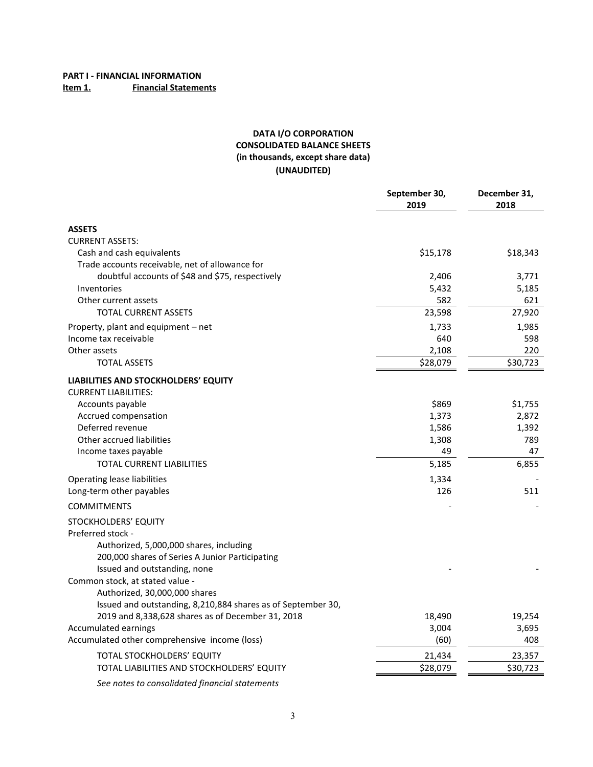**PART I - FINANCIAL INFORMATION**
**Item 1. Financial Statements**

**DATA I/O CORPORATION**
**CONSOLIDATED BALANCE SHEETS**
**(in thousands, except share data)**
**(UNAUDITED)**

| | September 30, 2019 | December 31, 2018 |
|---|---|---|
| **ASSETS** | | |
| CURRENT ASSETS: | | |
| Cash and cash equivalents | $15,178 | $18,343 |
| Trade accounts receivable, net of allowance for doubtful accounts of $48 and $75, respectively | 2,406 | 3,771 |
| Inventories | 5,432 | 5,185 |
| Other current assets | 582 | 621 |
| TOTAL CURRENT ASSETS | 23,598 | 27,920 |
| Property, plant and equipment – net | 1,733 | 1,985 |
| Income tax receivable | 640 | 598 |
| Other assets | 2,108 | 220 |
| TOTAL ASSETS | $28,079 | $30,723 |
| **LIABILITIES AND STOCKHOLDERS' EQUITY** | | |
| CURRENT LIABILITIES: | | |
| Accounts payable | $869 | $1,755 |
| Accrued compensation | 1,373 | 2,872 |
| Deferred revenue | 1,586 | 1,392 |
| Other accrued liabilities | 1,308 | 789 |
| Income taxes payable | 49 | 47 |
| TOTAL CURRENT LIABILITIES | 5,185 | 6,855 |
| Operating lease liabilities | 1,334 | - |
| Long-term other payables | 126 | 511 |
| COMMITMENTS | - | - |
| STOCKHOLDERS' EQUITY | | |
| Preferred stock - Authorized, 5,000,000 shares, including 200,000 shares of Series A Junior Participating Issued and outstanding, none | - | - |
| Common stock, at stated value - Authorized, 30,000,000 shares Issued and outstanding, 8,210,884 shares as of September 30, 2019 and 8,338,628 shares as of December 31, 2018 | 18,490 | 19,254 |
| Accumulated earnings | 3,004 | 3,695 |
| Accumulated other comprehensive income (loss) | (60) | 408 |
| TOTAL STOCKHOLDERS' EQUITY | 21,434 | 23,357 |
| TOTAL LIABILITIES AND STOCKHOLDERS' EQUITY | $28,079 | $30,723 |

*See notes to consolidated financial statements*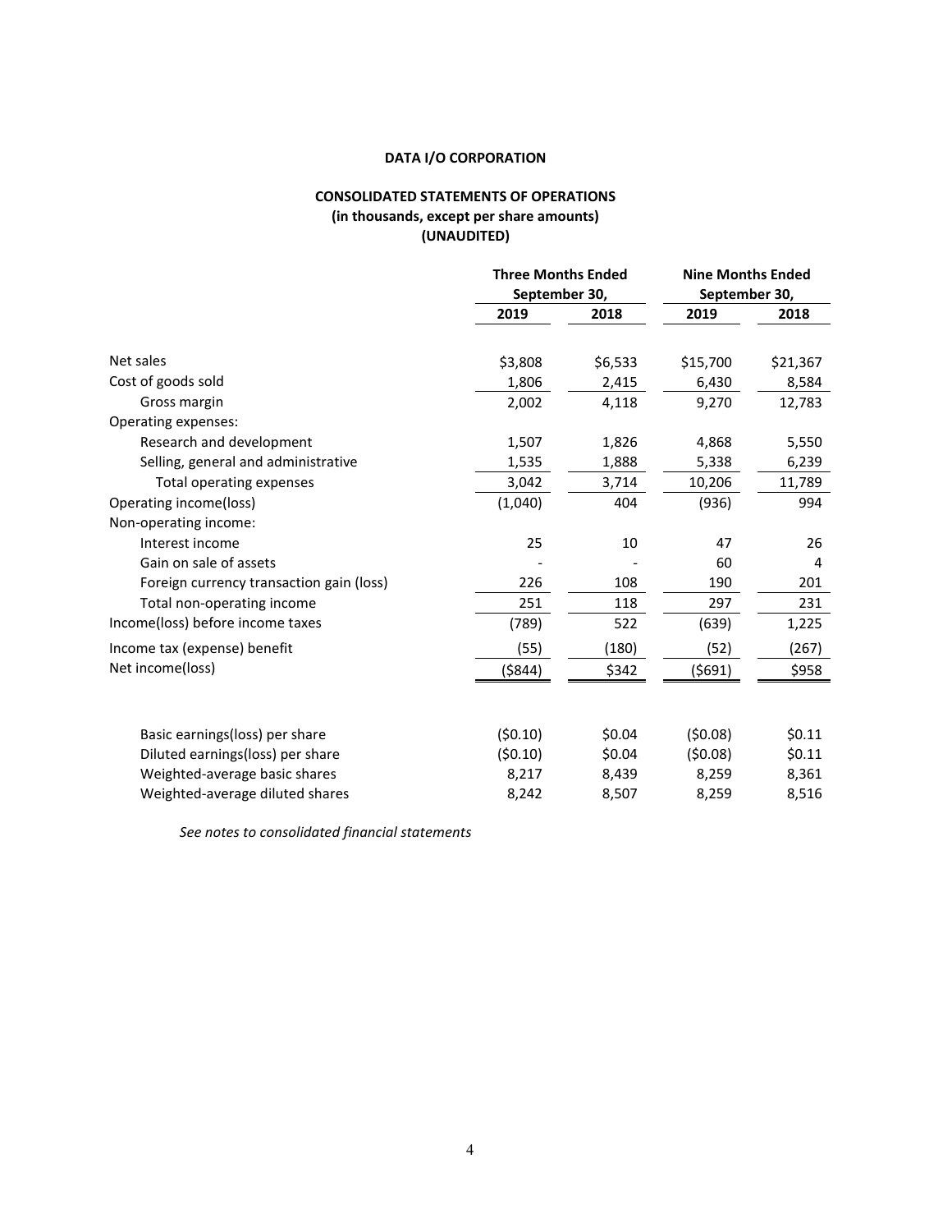**DATA I/O CORPORATION**

**CONSOLIDATED STATEMENTS OF OPERATIONS**
**(in thousands, except per share amounts)**
**(UNAUDITED)**

| | Three Months Ended September 30, | | Nine Months Ended September 30, | |
|---|---|---|---|---|
| | 2019 | 2018 | 2019 | 2018 |
| Net sales | $3,808 | $6,533 | $15,700 | $21,367 |
| Cost of goods sold | 1,806 | 2,415 | 6,430 | 8,584 |
| Gross margin | 2,002 | 4,118 | 9,270 | 12,783 |
| Operating expenses: | | | | |
| Research and development | 1,507 | 1,826 | 4,868 | 5,550 |
| Selling, general and administrative | 1,535 | 1,888 | 5,338 | 6,239 |
| Total operating expenses | 3,042 | 3,714 | 10,206 | 11,789 |
| Operating income(loss) | (1,040) | 404 | (936) | 994 |
| Non-operating income: | | | | |
| Interest income | 25 | 10 | 47 | 26 |
| Gain on sale of assets | - | - | 60 | 4 |
| Foreign currency transaction gain (loss) | 226 | 108 | 190 | 201 |
| Total non-operating income | 251 | 118 | 297 | 231 |
| Income(loss) before income taxes | (789) | 522 | (639) | 1,225 |
| Income tax (expense) benefit | (55) | (180) | (52) | (267) |
| Net income(loss) | ($844) | $342 | ($691) | $958 |
| | | | | |
| Basic earnings(loss) per share | ($0.10) | $0.04 | ($0.08) | $0.11 |
| Diluted earnings(loss) per share | ($0.10) | $0.04 | ($0.08) | $0.11 |
| Weighted-average basic shares | 8,217 | 8,439 | 8,259 | 8,361 |
| Weighted-average diluted shares | 8,242 | 8,507 | 8,259 | 8,516 |

*See notes to consolidated financial statements*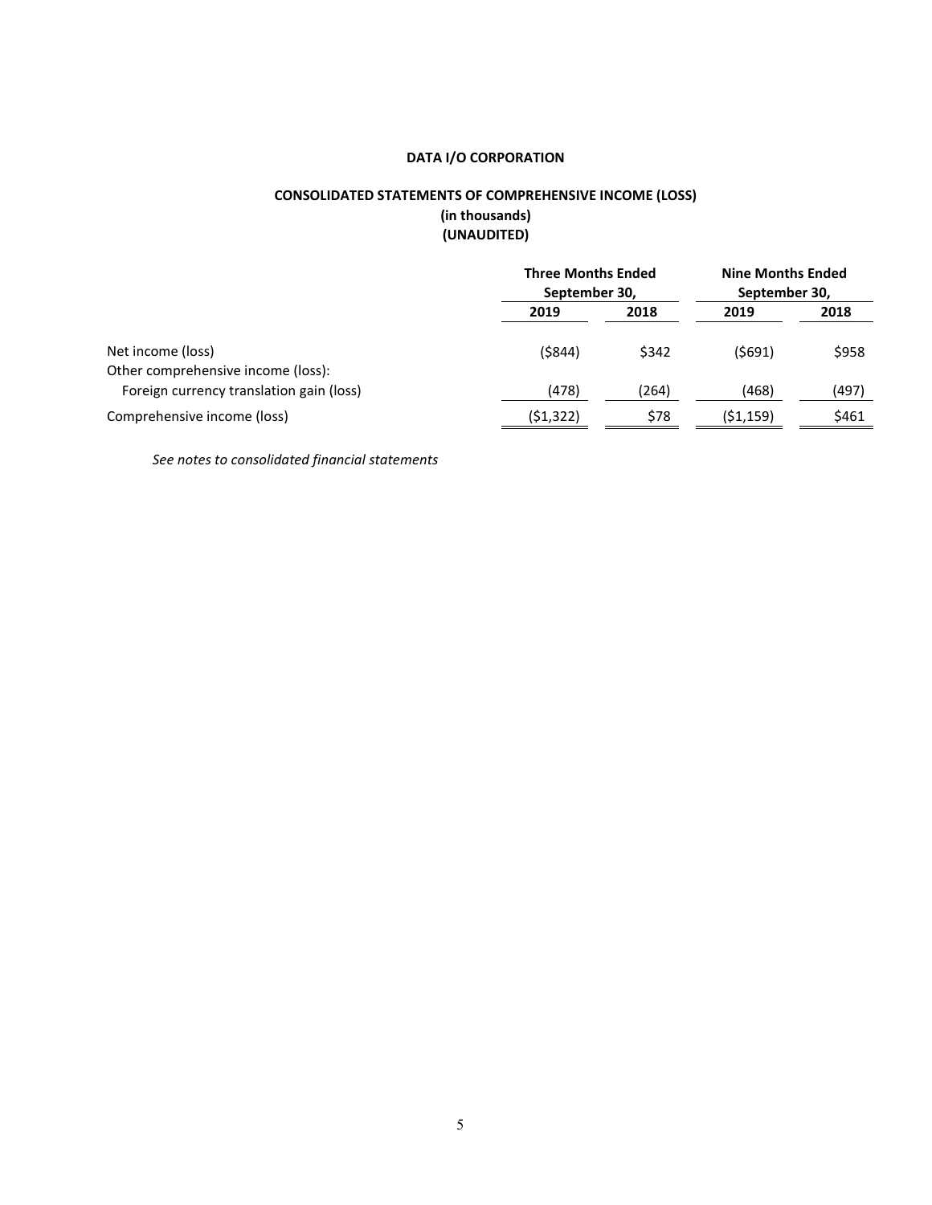**DATA I/O CORPORATION**

**CONSOLIDATED STATEMENTS OF COMPREHENSIVE INCOME (LOSS)**
**(in thousands)**
**(UNAUDITED)**

| | Three Months Ended September 30, | | Nine Months Ended September 30, | |
|---|---|---|---|---|
| | **2019** | **2018** | **2019** | **2018** |
| Net income (loss) | ($844) | $342 | ($691) | $958 |
| Other comprehensive income (loss): | | | | |
| Foreign currency translation gain (loss) | (478) | (264) | (468) | (497) |
| Comprehensive income (loss) | ($1,322) | $78 | ($1,159) | $461 |

*See notes to consolidated financial statements*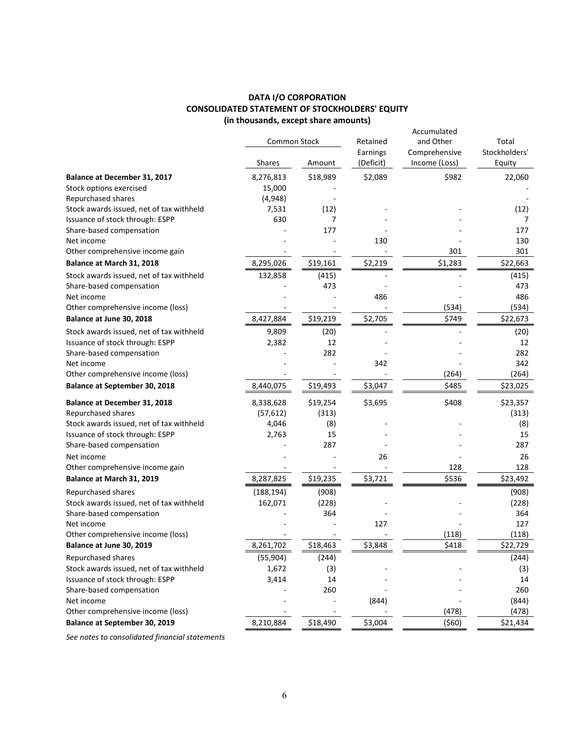**DATA I/O CORPORATION**
**CONSOLIDATED STATEMENT OF STOCKHOLDERS' EQUITY**
**(in thousands, except share amounts)**

| | Common Stock | | Retained Earnings (Deficit) | Accumulated and Other Comprehensive Income (Loss) | Total Stockholders' Equity |
|---|---|---|---|---|---|
| | Shares | Amount | | | |
| **Balance at December 31, 2017** | 8,276,813 | $18,989 | $2,089 | $982 | 22,060 |
| Stock options exercised | 15,000 | - | | | - |
| Repurchased shares | (4,948) | - | | | - |
| Stock awards issued, net of tax withheld | 7,531 | (12) | - | - | (12) |
| Issuance of stock through: ESPP | 630 | 7 | - | - | 7 |
| Share-based compensation | - | 177 | - | - | 177 |
| Net income | - | - | 130 | - | 130 |
| Other comprehensive income gain | - | - | - | 301 | 301 |
| **Balance at March 31, 2018** | 8,295,026 | $19,161 | $2,219 | $1,283 | $22,663 |
| Stock awards issued, net of tax withheld | 132,858 | (415) | - | - | (415) |
| Share-based compensation | - | 473 | - | - | 473 |
| Net income | - | - | 486 | - | 486 |
| Other comprehensive income (loss) | - | - | - | (534) | (534) |
| **Balance at June 30, 2018** | 8,427,884 | $19,219 | $2,705 | $749 | $22,673 |
| Stock awards issued, net of tax withheld | 9,809 | (20) | - | - | (20) |
| Issuance of stock through: ESPP | 2,382 | 12 | - | - | 12 |
| Share-based compensation | - | 282 | - | - | 282 |
| Net income | - | - | 342 | - | 342 |
| Other comprehensive income (loss) | - | - | - | (264) | (264) |
| **Balance at September 30, 2018** | 8,440,075 | $19,493 | $3,047 | $485 | $23,025 |
| **Balance at December 31, 2018** | 8,338,628 | $19,254 | $3,695 | $408 | $23,357 |
| Repurchased shares | (57,612) | (313) | | | (313) |
| Stock awards issued, net of tax withheld | 4,046 | (8) | - | - | (8) |
| Issuance of stock through: ESPP | 2,763 | 15 | - | - | 15 |
| Share-based compensation | - | 287 | - | - | 287 |
| Net income | - | - | 26 | - | 26 |
| Other comprehensive income gain | - | - | - | 128 | 128 |
| **Balance at March 31, 2019** | 8,287,825 | $19,235 | $3,721 | $536 | $23,492 |
| Repurchased shares | (188,194) | (908) | | | (908) |
| Stock awards issued, net of tax withheld | 162,071 | (228) | - | - | (228) |
| Share-based compensation | - | 364 | - | - | 364 |
| Net income | - | - | 127 | - | 127 |
| Other comprehensive income (loss) | - | - | - | (118) | (118) |
| **Balance at June 30, 2019** | 8,261,702 | $18,463 | $3,848 | $418 | $22,729 |
| Repurchased shares | (55,904) | (244) | | | (244) |
| Stock awards issued, net of tax withheld | 1,672 | (3) | - | - | (3) |
| Issuance of stock through: ESPP | 3,414 | 14 | - | - | 14 |
| Share-based compensation | - | 260 | - | - | 260 |
| Net income | - | - | (844) | - | (844) |
| Other comprehensive income (loss) | - | - | - | (478) | (478) |
| **Balance at September 30, 2019** | 8,210,884 | $18,490 | $3,004 | ($60) | $21,434 |

*See notes to consolidated financial statements*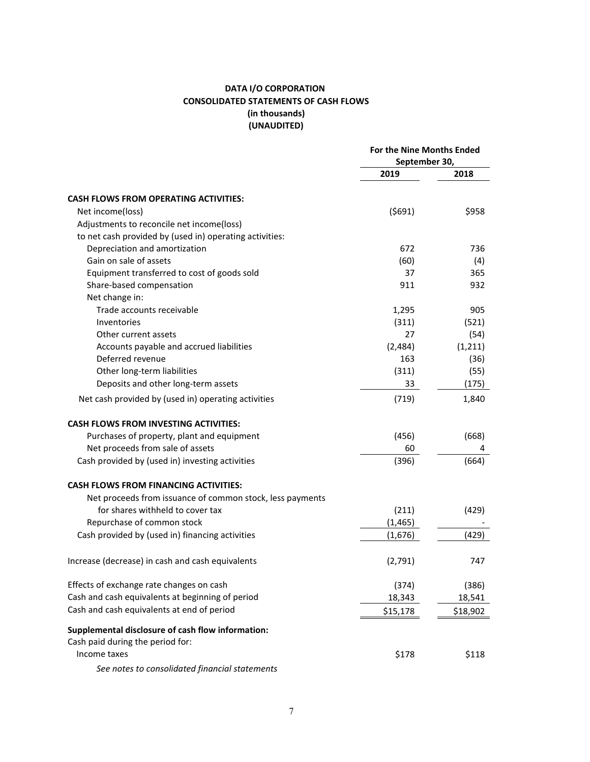**DATA I/O CORPORATION**
**CONSOLIDATED STATEMENTS OF CASH FLOWS**
**(in thousands)**
**(UNAUDITED)**

| | For the Nine Months Ended September 30, | |
|---|---|---|
| | 2019 | 2018 |
| **CASH FLOWS FROM OPERATING ACTIVITIES:** | | |
| Net income(loss) | ($691) | $958 |
| Adjustments to reconcile net income(loss) | | |
| to net cash provided by (used in) operating activities: | | |
| Depreciation and amortization | 672 | 736 |
| Gain on sale of assets | (60) | (4) |
| Equipment transferred to cost of goods sold | 37 | 365 |
| Share-based compensation | 911 | 932 |
| Net change in: | | |
| Trade accounts receivable | 1,295 | 905 |
| Inventories | (311) | (521) |
| Other current assets | 27 | (54) |
| Accounts payable and accrued liabilities | (2,484) | (1,211) |
| Deferred revenue | 163 | (36) |
| Other long-term liabilities | (311) | (55) |
| Deposits and other long-term assets | 33 | (175) |
| Net cash provided by (used in) operating activities | (719) | 1,840 |
| **CASH FLOWS FROM INVESTING ACTIVITIES:** | | |
| Purchases of property, plant and equipment | (456) | (668) |
| Net proceeds from sale of assets | 60 | 4 |
| Cash provided by (used in) investing activities | (396) | (664) |
| **CASH FLOWS FROM FINANCING ACTIVITIES:** | | |
| Net proceeds from issuance of common stock, less payments for shares withheld to cover tax | (211) | (429) |
| Repurchase of common stock | (1,465) | - |
| Cash provided by (used in) financing activities | (1,676) | (429) |
| Increase (decrease) in cash and cash equivalents | (2,791) | 747 |
| Effects of exchange rate changes on cash | (374) | (386) |
| Cash and cash equivalents at beginning of period | 18,343 | 18,541 |
| Cash and cash equivalents at end of period | $15,178 | $18,902 |
| **Supplemental disclosure of cash flow information:** | | |
| Cash paid during the period for: | | |
| Income taxes | $178 | $118 |

*See notes to consolidated financial statements*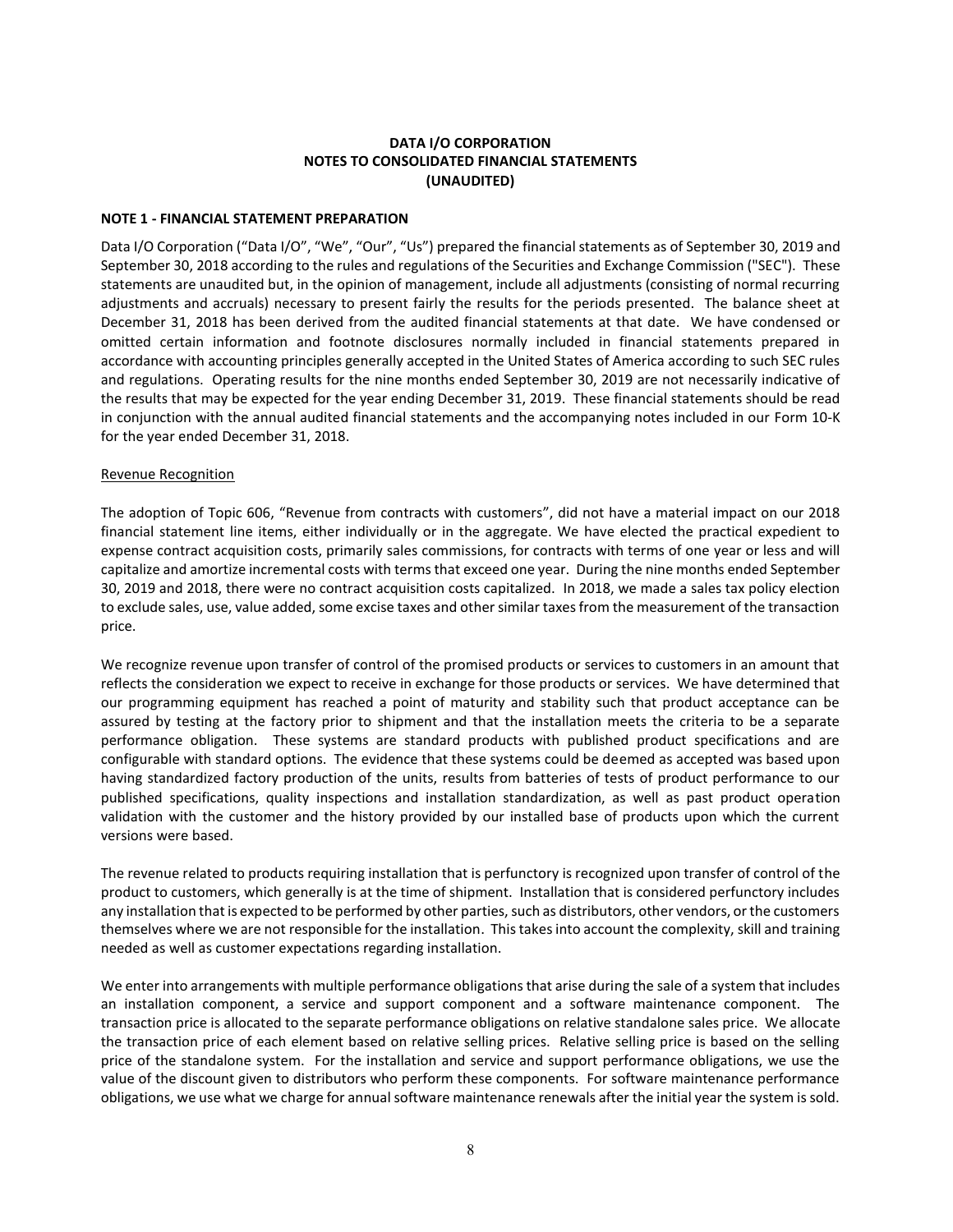# DATA I/O CORPORATION
## NOTES TO CONSOLIDATED FINANCIAL STATEMENTS
## (UNAUDITED)

### NOTE 1 - FINANCIAL STATEMENT PREPARATION

Data I/O Corporation ("Data I/O", "We", "Our", "Us") prepared the financial statements as of September 30, 2019 and September 30, 2018 according to the rules and regulations of the Securities and Exchange Commission ("SEC"). These statements are unaudited but, in the opinion of management, include all adjustments (consisting of normal recurring adjustments and accruals) necessary to present fairly the results for the periods presented. The balance sheet at December 31, 2018 has been derived from the audited financial statements at that date. We have condensed or omitted certain information and footnote disclosures normally included in financial statements prepared in accordance with accounting principles generally accepted in the United States of America according to such SEC rules and regulations. Operating results for the nine months ended September 30, 2019 are not necessarily indicative of the results that may be expected for the year ending December 31, 2019. These financial statements should be read in conjunction with the annual audited financial statements and the accompanying notes included in our Form 10-K for the year ended December 31, 2018.

Revenue Recognition

The adoption of Topic 606, "Revenue from contracts with customers", did not have a material impact on our 2018 financial statement line items, either individually or in the aggregate. We have elected the practical expedient to expense contract acquisition costs, primarily sales commissions, for contracts with terms of one year or less and will capitalize and amortize incremental costs with terms that exceed one year. During the nine months ended September 30, 2019 and 2018, there were no contract acquisition costs capitalized. In 2018, we made a sales tax policy election to exclude sales, use, value added, some excise taxes and other similar taxes from the measurement of the transaction price.

We recognize revenue upon transfer of control of the promised products or services to customers in an amount that reflects the consideration we expect to receive in exchange for those products or services. We have determined that our programming equipment has reached a point of maturity and stability such that product acceptance can be assured by testing at the factory prior to shipment and that the installation meets the criteria to be a separate performance obligation. These systems are standard products with published product specifications and are configurable with standard options. The evidence that these systems could be deemed as accepted was based upon having standardized factory production of the units, results from batteries of tests of product performance to our published specifications, quality inspections and installation standardization, as well as past product operation validation with the customer and the history provided by our installed base of products upon which the current versions were based.

The revenue related to products requiring installation that is perfunctory is recognized upon transfer of control of the product to customers, which generally is at the time of shipment. Installation that is considered perfunctory includes any installation that is expected to be performed by other parties, such as distributors, other vendors, or the customers themselves where we are not responsible for the installation. This takes into account the complexity, skill and training needed as well as customer expectations regarding installation.

We enter into arrangements with multiple performance obligations that arise during the sale of a system that includes an installation component, a service and support component and a software maintenance component. The transaction price is allocated to the separate performance obligations on relative standalone sales price. We allocate the transaction price of each element based on relative selling prices. Relative selling price is based on the selling price of the standalone system. For the installation and service and support performance obligations, we use the value of the discount given to distributors who perform these components. For software maintenance performance obligations, we use what we charge for annual software maintenance renewals after the initial year the system is sold.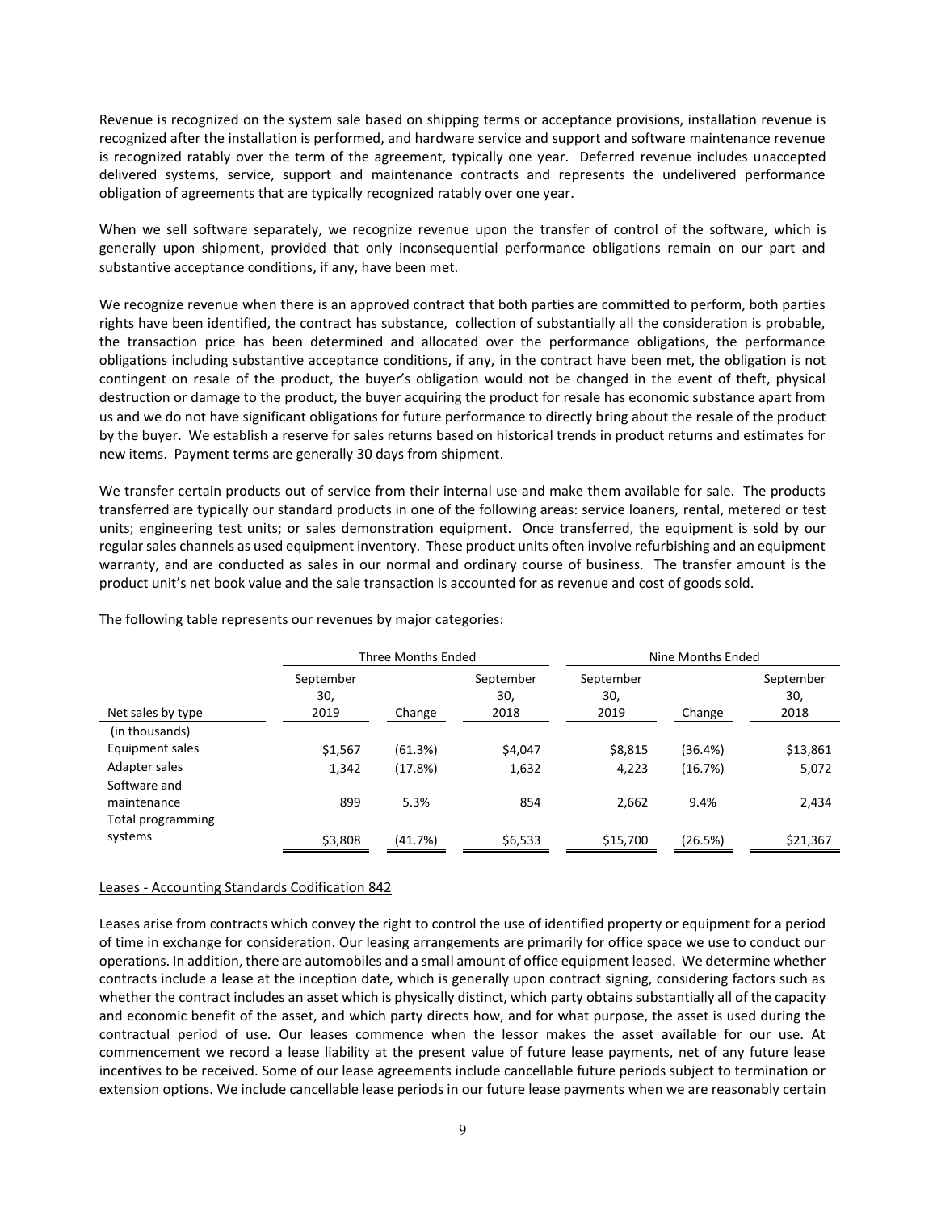Revenue is recognized on the system sale based on shipping terms or acceptance provisions, installation revenue is recognized after the installation is performed, and hardware service and support and software maintenance revenue is recognized ratably over the term of the agreement, typically one year. Deferred revenue includes unaccepted delivered systems, service, support and maintenance contracts and represents the undelivered performance obligation of agreements that are typically recognized ratably over one year.

When we sell software separately, we recognize revenue upon the transfer of control of the software, which is generally upon shipment, provided that only inconsequential performance obligations remain on our part and substantive acceptance conditions, if any, have been met.

We recognize revenue when there is an approved contract that both parties are committed to perform, both parties rights have been identified, the contract has substance, collection of substantially all the consideration is probable, the transaction price has been determined and allocated over the performance obligations, the performance obligations including substantive acceptance conditions, if any, in the contract have been met, the obligation is not contingent on resale of the product, the buyer's obligation would not be changed in the event of theft, physical destruction or damage to the product, the buyer acquiring the product for resale has economic substance apart from us and we do not have significant obligations for future performance to directly bring about the resale of the product by the buyer. We establish a reserve for sales returns based on historical trends in product returns and estimates for new items. Payment terms are generally 30 days from shipment.

We transfer certain products out of service from their internal use and make them available for sale. The products transferred are typically our standard products in one of the following areas: service loaners, rental, metered or test units; engineering test units; or sales demonstration equipment. Once transferred, the equipment is sold by our regular sales channels as used equipment inventory. These product units often involve refurbishing and an equipment warranty, and are conducted as sales in our normal and ordinary course of business. The transfer amount is the product unit's net book value and the sale transaction is accounted for as revenue and cost of goods sold.

The following table represents our revenues by major categories:

| | Three Months Ended | | | Nine Months Ended | | |
|---|---|---|---|---|---|---|
| Net sales by type | September 30, 2019 | Change | September 30, 2018 | September 30, 2019 | Change | September 30, 2018 |
| (in thousands) | | | | | | |
| Equipment sales | $1,567 | (61.3%) | $4,047 | $8,815 | (36.4%) | $13,861 |
| Adapter sales | 1,342 | (17.8%) | 1,632 | 4,223 | (16.7%) | 5,072 |
| Software and maintenance | 899 | 5.3% | 854 | 2,662 | 9.4% | 2,434 |
| Total programming systems | $3,808 | (41.7%) | $6,533 | $15,700 | (26.5%) | $21,367 |

Leases - Accounting Standards Codification 842

Leases arise from contracts which convey the right to control the use of identified property or equipment for a period of time in exchange for consideration. Our leasing arrangements are primarily for office space we use to conduct our operations. In addition, there are automobiles and a small amount of office equipment leased. We determine whether contracts include a lease at the inception date, which is generally upon contract signing, considering factors such as whether the contract includes an asset which is physically distinct, which party obtains substantially all of the capacity and economic benefit of the asset, and which party directs how, and for what purpose, the asset is used during the contractual period of use. Our leases commence when the lessor makes the asset available for our use. At commencement we record a lease liability at the present value of future lease payments, net of any future lease incentives to be received. Some of our lease agreements include cancellable future periods subject to termination or extension options. We include cancellable lease periods in our future lease payments when we are reasonably certain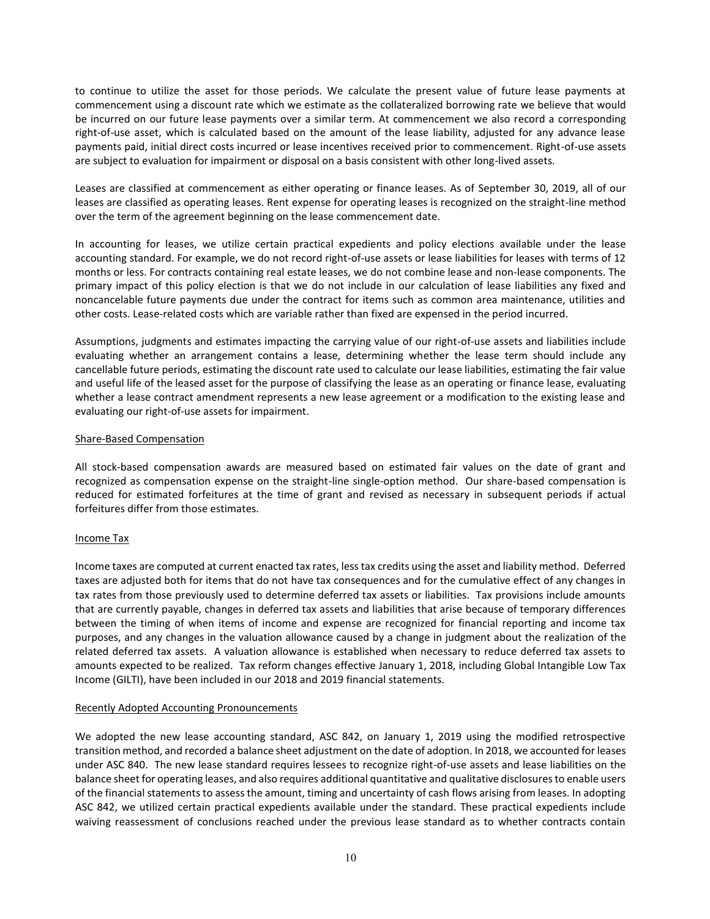to continue to utilize the asset for those periods. We calculate the present value of future lease payments at commencement using a discount rate which we estimate as the collateralized borrowing rate we believe that would be incurred on our future lease payments over a similar term. At commencement we also record a corresponding right-of-use asset, which is calculated based on the amount of the lease liability, adjusted for any advance lease payments paid, initial direct costs incurred or lease incentives received prior to commencement. Right-of-use assets are subject to evaluation for impairment or disposal on a basis consistent with other long-lived assets.

Leases are classified at commencement as either operating or finance leases. As of September 30, 2019, all of our leases are classified as operating leases. Rent expense for operating leases is recognized on the straight-line method over the term of the agreement beginning on the lease commencement date.

In accounting for leases, we utilize certain practical expedients and policy elections available under the lease accounting standard. For example, we do not record right-of-use assets or lease liabilities for leases with terms of 12 months or less. For contracts containing real estate leases, we do not combine lease and non-lease components. The primary impact of this policy election is that we do not include in our calculation of lease liabilities any fixed and noncancelable future payments due under the contract for items such as common area maintenance, utilities and other costs. Lease-related costs which are variable rather than fixed are expensed in the period incurred.

Assumptions, judgments and estimates impacting the carrying value of our right-of-use assets and liabilities include evaluating whether an arrangement contains a lease, determining whether the lease term should include any cancellable future periods, estimating the discount rate used to calculate our lease liabilities, estimating the fair value and useful life of the leased asset for the purpose of classifying the lease as an operating or finance lease, evaluating whether a lease contract amendment represents a new lease agreement or a modification to the existing lease and evaluating our right-of-use assets for impairment.

Share-Based Compensation

All stock-based compensation awards are measured based on estimated fair values on the date of grant and recognized as compensation expense on the straight-line single-option method. Our share-based compensation is reduced for estimated forfeitures at the time of grant and revised as necessary in subsequent periods if actual forfeitures differ from those estimates.

Income Tax

Income taxes are computed at current enacted tax rates, less tax credits using the asset and liability method. Deferred taxes are adjusted both for items that do not have tax consequences and for the cumulative effect of any changes in tax rates from those previously used to determine deferred tax assets or liabilities. Tax provisions include amounts that are currently payable, changes in deferred tax assets and liabilities that arise because of temporary differences between the timing of when items of income and expense are recognized for financial reporting and income tax purposes, and any changes in the valuation allowance caused by a change in judgment about the realization of the related deferred tax assets. A valuation allowance is established when necessary to reduce deferred tax assets to amounts expected to be realized. Tax reform changes effective January 1, 2018, including Global Intangible Low Tax Income (GILTI), have been included in our 2018 and 2019 financial statements.

Recently Adopted Accounting Pronouncements

We adopted the new lease accounting standard, ASC 842, on January 1, 2019 using the modified retrospective transition method, and recorded a balance sheet adjustment on the date of adoption. In 2018, we accounted for leases under ASC 840. The new lease standard requires lessees to recognize right-of-use assets and lease liabilities on the balance sheet for operating leases, and also requires additional quantitative and qualitative disclosures to enable users of the financial statements to assess the amount, timing and uncertainty of cash flows arising from leases. In adopting ASC 842, we utilized certain practical expedients available under the standard. These practical expedients include waiving reassessment of conclusions reached under the previous lease standard as to whether contracts contain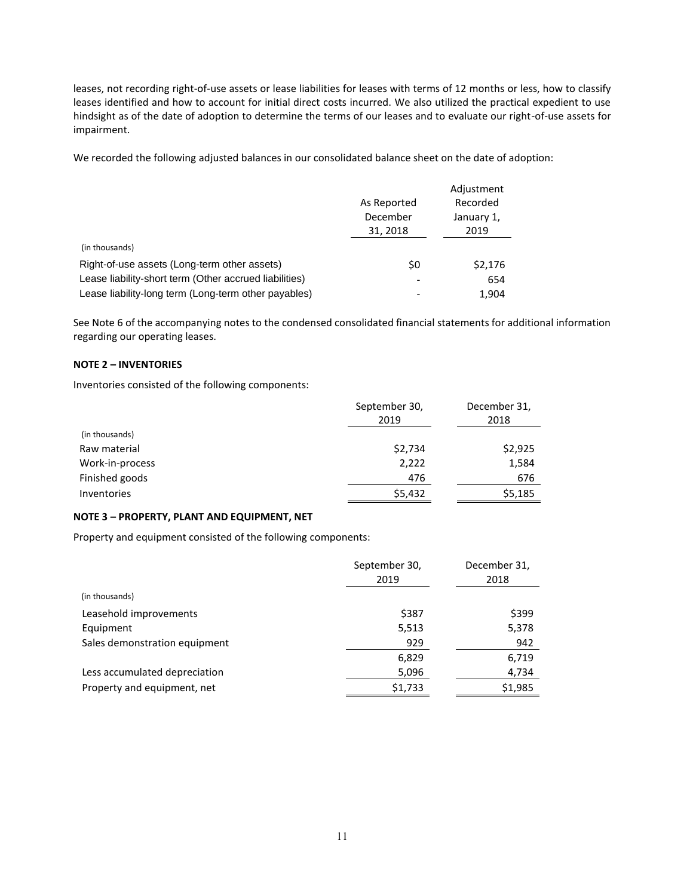leases, not recording right-of-use assets or lease liabilities for leases with terms of 12 months or less, how to classify leases identified and how to account for initial direct costs incurred. We also utilized the practical expedient to use hindsight as of the date of adoption to determine the terms of our leases and to evaluate our right-of-use assets for impairment.

We recorded the following adjusted balances in our consolidated balance sheet on the date of adoption:

| (in thousands) | As Reported December 31, 2018 | Adjustment Recorded January 1, 2019 |
|---|---|---|
| Right-of-use assets (Long-term other assets) | $0 | $2,176 |
| Lease liability-short term (Other accrued liabilities) | - | 654 |
| Lease liability-long term (Long-term other payables) | - | 1,904 |

See Note 6 of the accompanying notes to the condensed consolidated financial statements for additional information regarding our operating leases.

**NOTE 2 – INVENTORIES**

Inventories consisted of the following components:

| (in thousands) | September 30, 2019 | December 31, 2018 |
|---|---|---|
| Raw material | $2,734 | $2,925 |
| Work-in-process | 2,222 | 1,584 |
| Finished goods | 476 | 676 |
| Inventories | $5,432 | $5,185 |

**NOTE 3 – PROPERTY, PLANT AND EQUIPMENT, NET**

Property and equipment consisted of the following components:

| (in thousands) | September 30, 2019 | December 31, 2018 |
|---|---|---|
| Leasehold improvements | $387 | $399 |
| Equipment | 5,513 | 5,378 |
| Sales demonstration equipment | 929 | 942 |
| | 6,829 | 6,719 |
| Less accumulated depreciation | 5,096 | 4,734 |
| Property and equipment, net | $1,733 | $1,985 |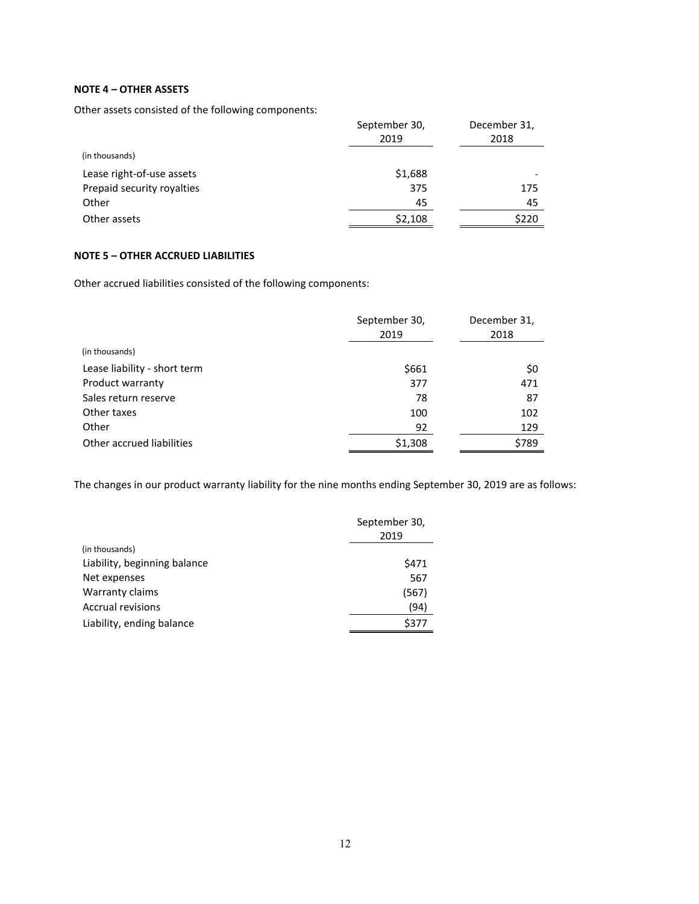**NOTE 4 – OTHER ASSETS**

Other assets consisted of the following components:

| (in thousands) | September 30, 2019 | December 31, 2018 |
|---|---|---|
| Lease right-of-use assets | $1,688 | - |
| Prepaid security royalties | 375 | 175 |
| Other | 45 | 45 |
| Other assets | $2,108 | $220 |

**NOTE 5 – OTHER ACCRUED LIABILITIES**

Other accrued liabilities consisted of the following components:

| (in thousands) | September 30, 2019 | December 31, 2018 |
|---|---|---|
| Lease liability - short term | $661 | $0 |
| Product warranty | 377 | 471 |
| Sales return reserve | 78 | 87 |
| Other taxes | 100 | 102 |
| Other | 92 | 129 |
| Other accrued liabilities | $1,308 | $789 |

The changes in our product warranty liability for the nine months ending September 30, 2019 are as follows:

| (in thousands) | September 30, 2019 |
|---|---|
| Liability, beginning balance | $471 |
| Net expenses | 567 |
| Warranty claims | (567) |
| Accrual revisions | (94) |
| Liability, ending balance | $377 |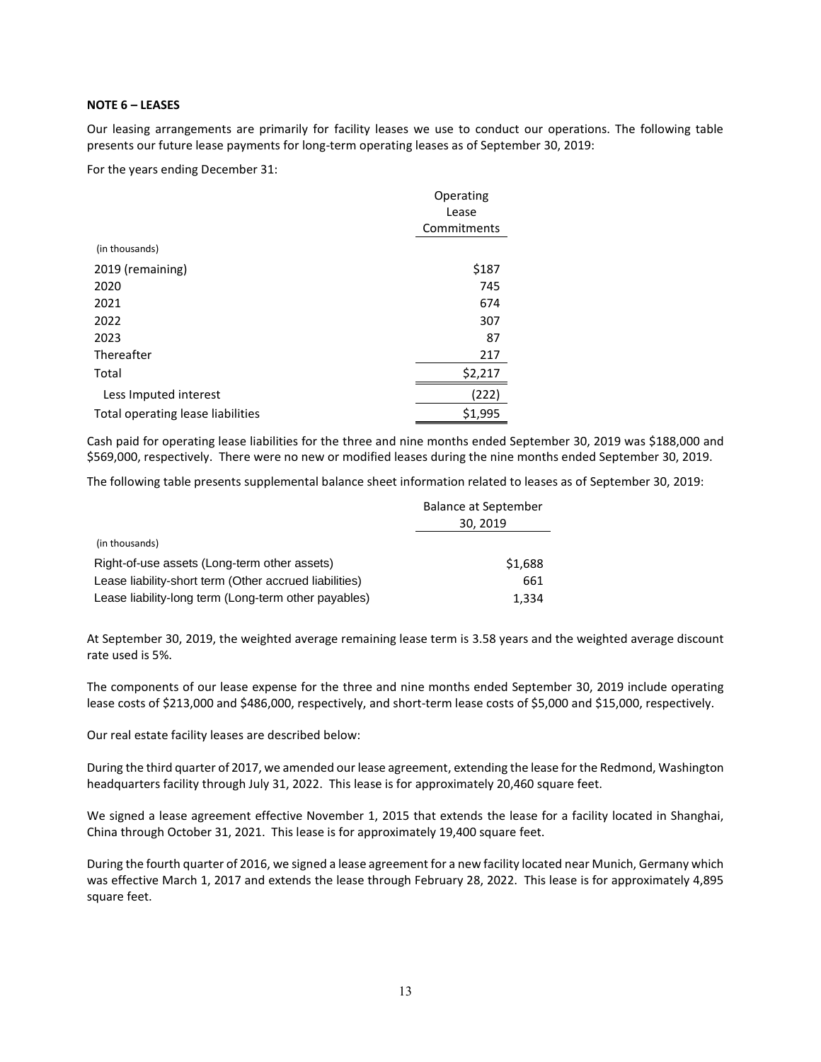**NOTE 6 – LEASES**

Our leasing arrangements are primarily for facility leases we use to conduct our operations. The following table presents our future lease payments for long-term operating leases as of September 30, 2019:

For the years ending December 31:

| (in thousands) | Operating Lease Commitments |
|---|---|
| 2019 (remaining) | $187 |
| 2020 | 745 |
| 2021 | 674 |
| 2022 | 307 |
| 2023 | 87 |
| Thereafter | 217 |
| Total | $2,217 |
| Less Imputed interest | (222) |
| Total operating lease liabilities | $1,995 |

Cash paid for operating lease liabilities for the three and nine months ended September 30, 2019 was $188,000 and $569,000, respectively. There were no new or modified leases during the nine months ended September 30, 2019.

The following table presents supplemental balance sheet information related to leases as of September 30, 2019:

| (in thousands) | Balance at September 30, 2019 |
|---|---|
| Right-of-use assets (Long-term other assets) | $1,688 |
| Lease liability-short term (Other accrued liabilities) | 661 |
| Lease liability-long term (Long-term other payables) | 1,334 |

At September 30, 2019, the weighted average remaining lease term is 3.58 years and the weighted average discount rate used is 5%.

The components of our lease expense for the three and nine months ended September 30, 2019 include operating lease costs of $213,000 and $486,000, respectively, and short-term lease costs of $5,000 and $15,000, respectively.

Our real estate facility leases are described below:

During the third quarter of 2017, we amended our lease agreement, extending the lease for the Redmond, Washington headquarters facility through July 31, 2022. This lease is for approximately 20,460 square feet.

We signed a lease agreement effective November 1, 2015 that extends the lease for a facility located in Shanghai, China through October 31, 2021. This lease is for approximately 19,400 square feet.

During the fourth quarter of 2016, we signed a lease agreement for a new facility located near Munich, Germany which was effective March 1, 2017 and extends the lease through February 28, 2022. This lease is for approximately 4,895 square feet.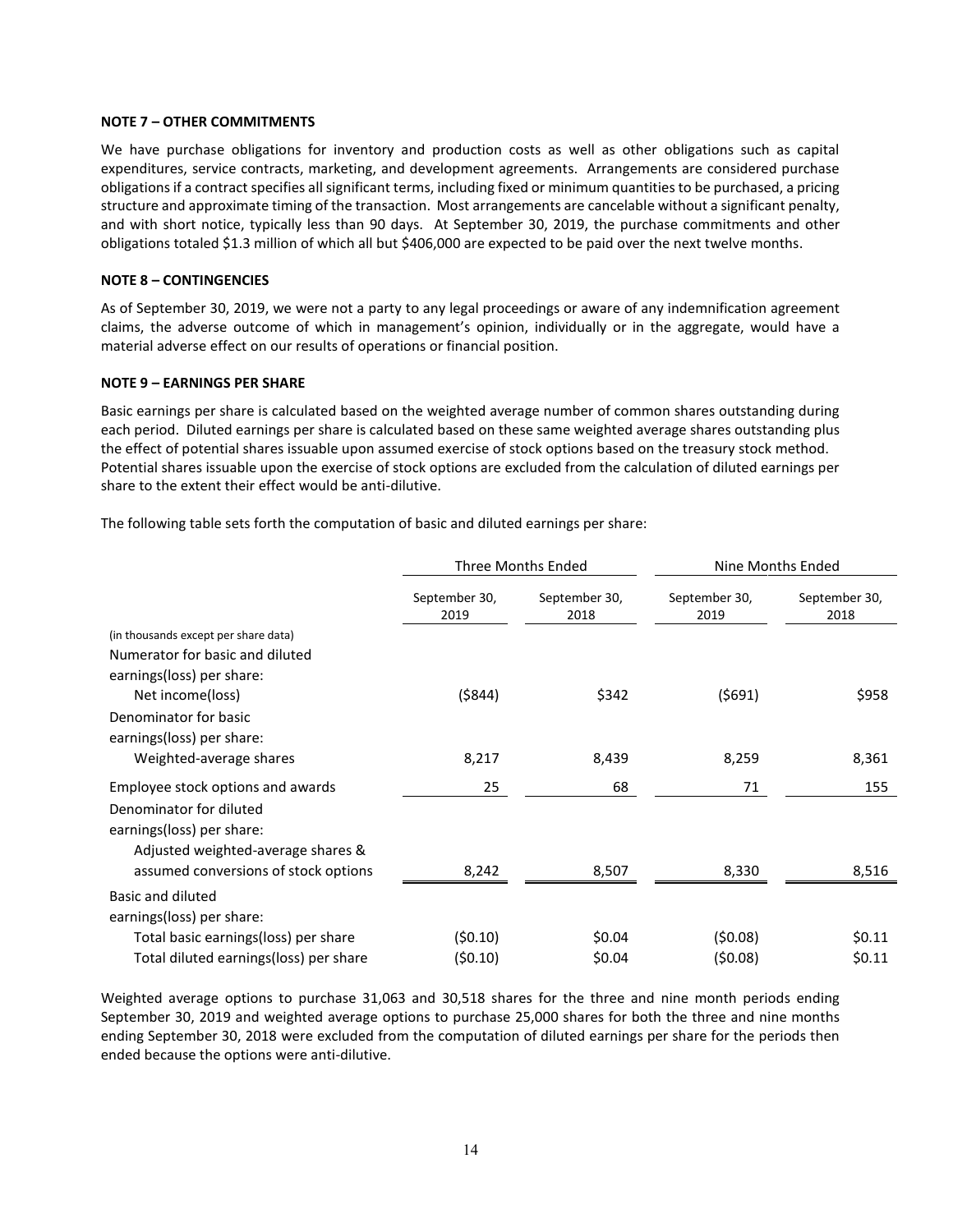#### NOTE 7 – OTHER COMMITMENTS

We have purchase obligations for inventory and production costs as well as other obligations such as capital expenditures, service contracts, marketing, and development agreements. Arrangements are considered purchase obligations if a contract specifies all significant terms, including fixed or minimum quantities to be purchased, a pricing structure and approximate timing of the transaction. Most arrangements are cancelable without a significant penalty, and with short notice, typically less than 90 days. At September 30, 2019, the purchase commitments and other obligations totaled $1.3 million of which all but $406,000 are expected to be paid over the next twelve months.

#### NOTE 8 – CONTINGENCIES

As of September 30, 2019, we were not a party to any legal proceedings or aware of any indemnification agreement claims, the adverse outcome of which in management's opinion, individually or in the aggregate, would have a material adverse effect on our results of operations or financial position.

#### NOTE 9 – EARNINGS PER SHARE

Basic earnings per share is calculated based on the weighted average number of common shares outstanding during each period. Diluted earnings per share is calculated based on these same weighted average shares outstanding plus the effect of potential shares issuable upon assumed exercise of stock options based on the treasury stock method. Potential shares issuable upon the exercise of stock options are excluded from the calculation of diluted earnings per share to the extent their effect would be anti-dilutive.

The following table sets forth the computation of basic and diluted earnings per share:

| | Three Months Ended | | Nine Months Ended | |
|---|---|---|---|---|
| | September 30, 2019 | September 30, 2018 | September 30, 2019 | September 30, 2018 |
| (in thousands except per share data) | | | | |
| Numerator for basic and diluted earnings(loss) per share: | | | | |
| Net income(loss) | ($844) | $342 | ($691) | $958 |
| Denominator for basic earnings(loss) per share: | | | | |
| Weighted-average shares | 8,217 | 8,439 | 8,259 | 8,361 |
| Employee stock options and awards | 25 | 68 | 71 | 155 |
| Denominator for diluted earnings(loss) per share: | | | | |
| Adjusted weighted-average shares & assumed conversions of stock options | 8,242 | 8,507 | 8,330 | 8,516 |
| Basic and diluted earnings(loss) per share: | | | | |
| Total basic earnings(loss) per share | ($0.10) | $0.04 | ($0.08) | $0.11 |
| Total diluted earnings(loss) per share | ($0.10) | $0.04 | ($0.08) | $0.11 |

Weighted average options to purchase 31,063 and 30,518 shares for the three and nine month periods ending September 30, 2019 and weighted average options to purchase 25,000 shares for both the three and nine months ending September 30, 2018 were excluded from the computation of diluted earnings per share for the periods then ended because the options were anti-dilutive.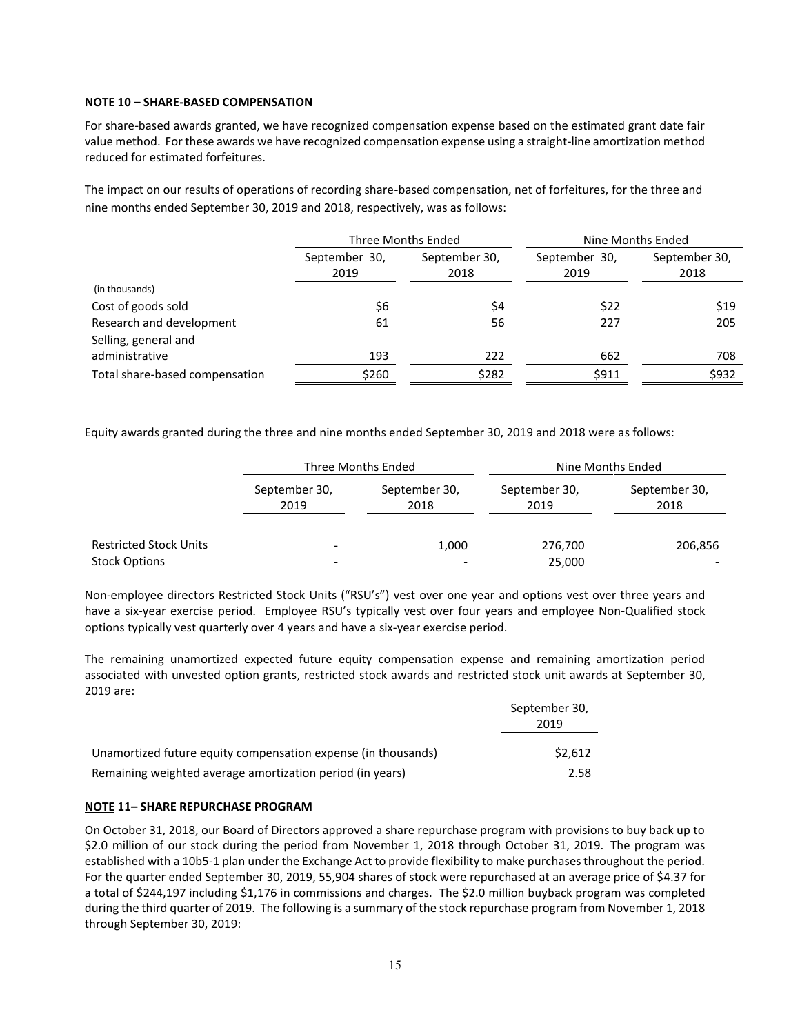**NOTE 10 – SHARE-BASED COMPENSATION**

For share-based awards granted, we have recognized compensation expense based on the estimated grant date fair value method. For these awards we have recognized compensation expense using a straight-line amortization method reduced for estimated forfeitures.

The impact on our results of operations of recording share-based compensation, net of forfeitures, for the three and nine months ended September 30, 2019 and 2018, respectively, was as follows:

| | Three Months Ended | | Nine Months Ended | |
|---|---|---|---|---|
| | September 30, 2019 | September 30, 2018 | September 30, 2019 | September 30, 2018 |
| (in thousands) | | | | |
| Cost of goods sold | $6 | $4 | $22 | $19 |
| Research and development | 61 | 56 | 227 | 205 |
| Selling, general and administrative | 193 | 222 | 662 | 708 |
| Total share-based compensation | $260 | $282 | $911 | $932 |

Equity awards granted during the three and nine months ended September 30, 2019 and 2018 were as follows:

| | Three Months Ended | | Nine Months Ended | |
|---|---|---|---|---|
| | September 30, 2019 | September 30, 2018 | September 30, 2019 | September 30, 2018 |
| Restricted Stock Units | - | 1,000 | 276,700 | 206,856 |
| Stock Options | - | - | 25,000 | - |

Non-employee directors Restricted Stock Units ("RSU's") vest over one year and options vest over three years and have a six-year exercise period. Employee RSU's typically vest over four years and employee Non-Qualified stock options typically vest quarterly over 4 years and have a six-year exercise period.

The remaining unamortized expected future equity compensation expense and remaining amortization period associated with unvested option grants, restricted stock awards and restricted stock unit awards at September 30, 2019 are:

| | September 30, 2019 |
|---|---|
| Unamortized future equity compensation expense (in thousands) | $2,612 |
| Remaining weighted average amortization period (in years) | 2.58 |

**NOTE 11– SHARE REPURCHASE PROGRAM**

On October 31, 2018, our Board of Directors approved a share repurchase program with provisions to buy back up to $2.0 million of our stock during the period from November 1, 2018 through October 31, 2019. The program was established with a 10b5-1 plan under the Exchange Act to provide flexibility to make purchases throughout the period. For the quarter ended September 30, 2019, 55,904 shares of stock were repurchased at an average price of $4.37 for a total of $244,197 including $1,176 in commissions and charges. The $2.0 million buyback program was completed during the third quarter of 2019. The following is a summary of the stock repurchase program from November 1, 2018 through September 30, 2019: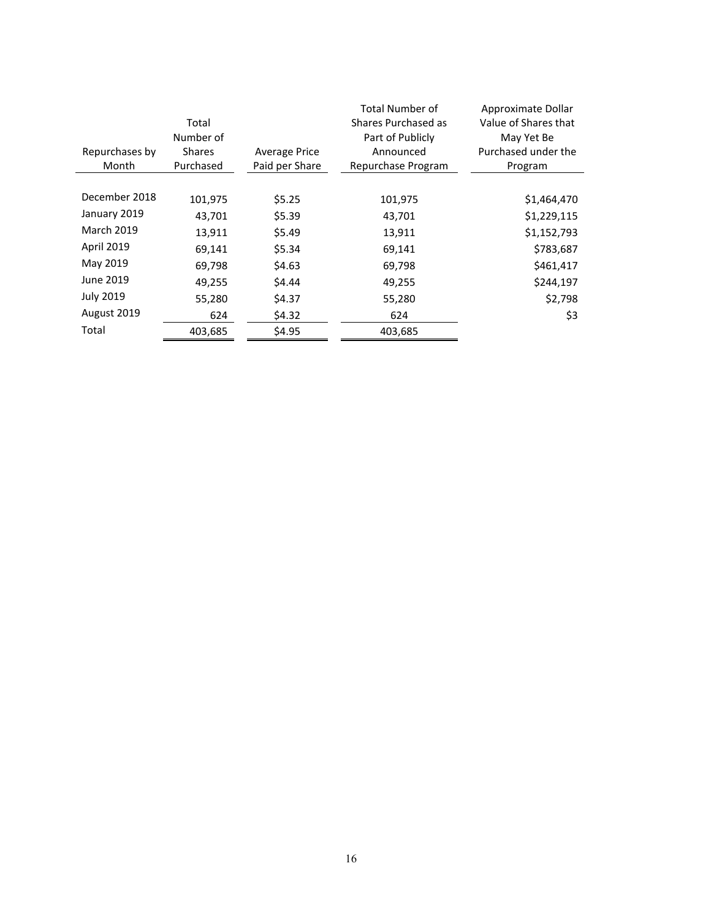| Repurchases by Month | Total Number of Shares Purchased | Average Price Paid per Share | Total Number of Shares Purchased as Part of Publicly Announced Repurchase Program | Approximate Dollar Value of Shares that May Yet Be Purchased under the Program |
|---|---|---|---|---|
| December 2018 | 101,975 | $5.25 | 101,975 | $1,464,470 |
| January 2019 | 43,701 | $5.39 | 43,701 | $1,229,115 |
| March 2019 | 13,911 | $5.49 | 13,911 | $1,152,793 |
| April 2019 | 69,141 | $5.34 | 69,141 | $783,687 |
| May 2019 | 69,798 | $4.63 | 69,798 | $461,417 |
| June 2019 | 49,255 | $4.44 | 49,255 | $244,197 |
| July 2019 | 55,280 | $4.37 | 55,280 | $2,798 |
| August 2019 | 624 | $4.32 | 624 | $3 |
| Total | 403,685 | $4.95 | 403,685 | |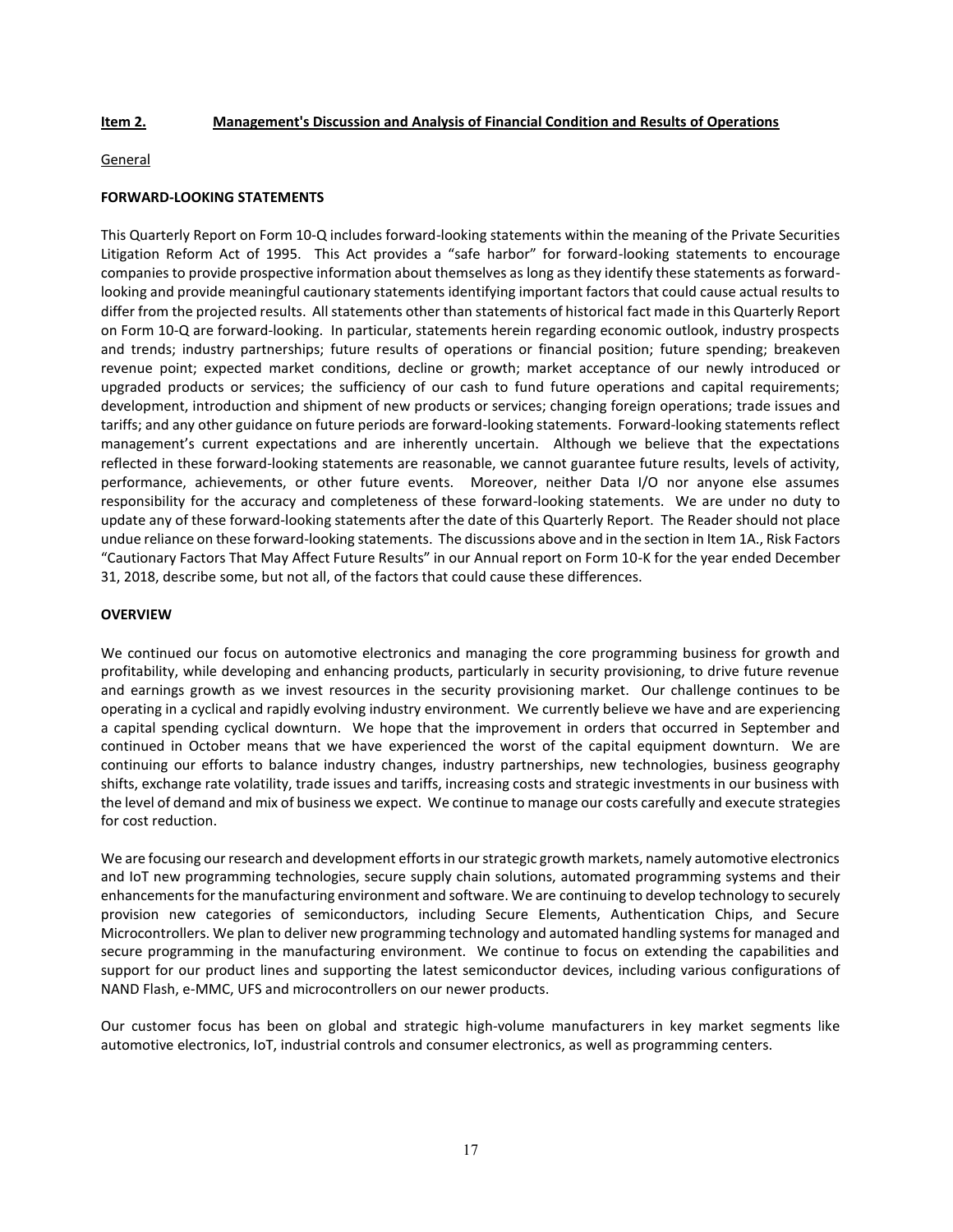## Item 2. Management's Discussion and Analysis of Financial Condition and Results of Operations

General

### FORWARD-LOOKING STATEMENTS

This Quarterly Report on Form 10-Q includes forward-looking statements within the meaning of the Private Securities Litigation Reform Act of 1995. This Act provides a "safe harbor" for forward-looking statements to encourage companies to provide prospective information about themselves as long as they identify these statements as forward-looking and provide meaningful cautionary statements identifying important factors that could cause actual results to differ from the projected results. All statements other than statements of historical fact made in this Quarterly Report on Form 10-Q are forward-looking. In particular, statements herein regarding economic outlook, industry prospects and trends; industry partnerships; future results of operations or financial position; future spending; breakeven revenue point; expected market conditions, decline or growth; market acceptance of our newly introduced or upgraded products or services; the sufficiency of our cash to fund future operations and capital requirements; development, introduction and shipment of new products or services; changing foreign operations; trade issues and tariffs; and any other guidance on future periods are forward-looking statements. Forward-looking statements reflect management's current expectations and are inherently uncertain. Although we believe that the expectations reflected in these forward-looking statements are reasonable, we cannot guarantee future results, levels of activity, performance, achievements, or other future events. Moreover, neither Data I/O nor anyone else assumes responsibility for the accuracy and completeness of these forward-looking statements. We are under no duty to update any of these forward-looking statements after the date of this Quarterly Report. The Reader should not place undue reliance on these forward-looking statements. The discussions above and in the section in Item 1A., Risk Factors "Cautionary Factors That May Affect Future Results" in our Annual report on Form 10-K for the year ended December 31, 2018, describe some, but not all, of the factors that could cause these differences.

### OVERVIEW

We continued our focus on automotive electronics and managing the core programming business for growth and profitability, while developing and enhancing products, particularly in security provisioning, to drive future revenue and earnings growth as we invest resources in the security provisioning market. Our challenge continues to be operating in a cyclical and rapidly evolving industry environment. We currently believe we have and are experiencing a capital spending cyclical downturn. We hope that the improvement in orders that occurred in September and continued in October means that we have experienced the worst of the capital equipment downturn. We are continuing our efforts to balance industry changes, industry partnerships, new technologies, business geography shifts, exchange rate volatility, trade issues and tariffs, increasing costs and strategic investments in our business with the level of demand and mix of business we expect. We continue to manage our costs carefully and execute strategies for cost reduction.

We are focusing our research and development efforts in our strategic growth markets, namely automotive electronics and IoT new programming technologies, secure supply chain solutions, automated programming systems and their enhancements for the manufacturing environment and software. We are continuing to develop technology to securely provision new categories of semiconductors, including Secure Elements, Authentication Chips, and Secure Microcontrollers. We plan to deliver new programming technology and automated handling systems for managed and secure programming in the manufacturing environment. We continue to focus on extending the capabilities and support for our product lines and supporting the latest semiconductor devices, including various configurations of NAND Flash, e-MMC, UFS and microcontrollers on our newer products.

Our customer focus has been on global and strategic high-volume manufacturers in key market segments like automotive electronics, IoT, industrial controls and consumer electronics, as well as programming centers.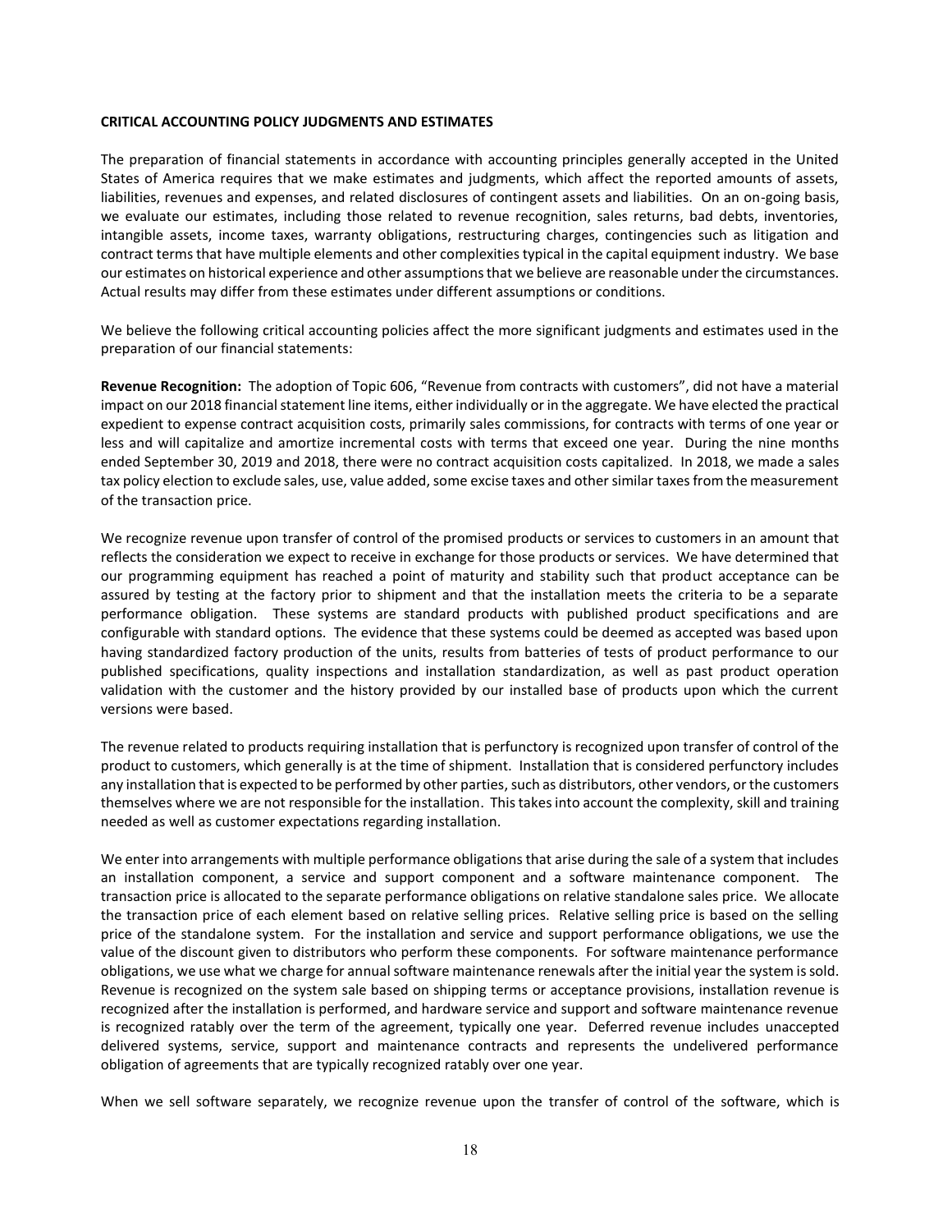**CRITICAL ACCOUNTING POLICY JUDGMENTS AND ESTIMATES**

The preparation of financial statements in accordance with accounting principles generally accepted in the United States of America requires that we make estimates and judgments, which affect the reported amounts of assets, liabilities, revenues and expenses, and related disclosures of contingent assets and liabilities. On an on-going basis, we evaluate our estimates, including those related to revenue recognition, sales returns, bad debts, inventories, intangible assets, income taxes, warranty obligations, restructuring charges, contingencies such as litigation and contract terms that have multiple elements and other complexities typical in the capital equipment industry. We base our estimates on historical experience and other assumptions that we believe are reasonable under the circumstances. Actual results may differ from these estimates under different assumptions or conditions.

We believe the following critical accounting policies affect the more significant judgments and estimates used in the preparation of our financial statements:

**Revenue Recognition:** The adoption of Topic 606, "Revenue from contracts with customers", did not have a material impact on our 2018 financial statement line items, either individually or in the aggregate. We have elected the practical expedient to expense contract acquisition costs, primarily sales commissions, for contracts with terms of one year or less and will capitalize and amortize incremental costs with terms that exceed one year. During the nine months ended September 30, 2019 and 2018, there were no contract acquisition costs capitalized. In 2018, we made a sales tax policy election to exclude sales, use, value added, some excise taxes and other similar taxes from the measurement of the transaction price.

We recognize revenue upon transfer of control of the promised products or services to customers in an amount that reflects the consideration we expect to receive in exchange for those products or services. We have determined that our programming equipment has reached a point of maturity and stability such that product acceptance can be assured by testing at the factory prior to shipment and that the installation meets the criteria to be a separate performance obligation. These systems are standard products with published product specifications and are configurable with standard options. The evidence that these systems could be deemed as accepted was based upon having standardized factory production of the units, results from batteries of tests of product performance to our published specifications, quality inspections and installation standardization, as well as past product operation validation with the customer and the history provided by our installed base of products upon which the current versions were based.

The revenue related to products requiring installation that is perfunctory is recognized upon transfer of control of the product to customers, which generally is at the time of shipment. Installation that is considered perfunctory includes any installation that is expected to be performed by other parties, such as distributors, other vendors, or the customers themselves where we are not responsible for the installation. This takes into account the complexity, skill and training needed as well as customer expectations regarding installation.

We enter into arrangements with multiple performance obligations that arise during the sale of a system that includes an installation component, a service and support component and a software maintenance component. The transaction price is allocated to the separate performance obligations on relative standalone sales price. We allocate the transaction price of each element based on relative selling prices. Relative selling price is based on the selling price of the standalone system. For the installation and service and support performance obligations, we use the value of the discount given to distributors who perform these components. For software maintenance performance obligations, we use what we charge for annual software maintenance renewals after the initial year the system is sold. Revenue is recognized on the system sale based on shipping terms or acceptance provisions, installation revenue is recognized after the installation is performed, and hardware service and support and software maintenance revenue is recognized ratably over the term of the agreement, typically one year. Deferred revenue includes unaccepted delivered systems, service, support and maintenance contracts and represents the undelivered performance obligation of agreements that are typically recognized ratably over one year.

When we sell software separately, we recognize revenue upon the transfer of control of the software, which is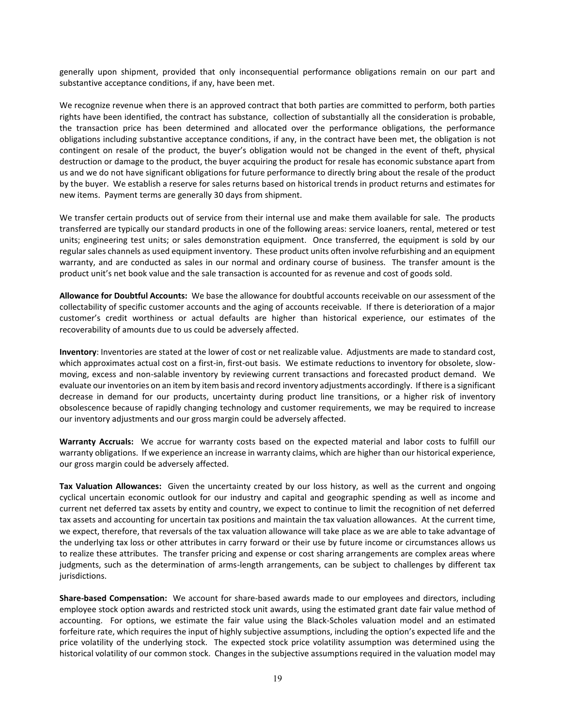generally upon shipment, provided that only inconsequential performance obligations remain on our part and substantive acceptance conditions, if any, have been met.

We recognize revenue when there is an approved contract that both parties are committed to perform, both parties rights have been identified, the contract has substance, collection of substantially all the consideration is probable, the transaction price has been determined and allocated over the performance obligations, the performance obligations including substantive acceptance conditions, if any, in the contract have been met, the obligation is not contingent on resale of the product, the buyer's obligation would not be changed in the event of theft, physical destruction or damage to the product, the buyer acquiring the product for resale has economic substance apart from us and we do not have significant obligations for future performance to directly bring about the resale of the product by the buyer. We establish a reserve for sales returns based on historical trends in product returns and estimates for new items. Payment terms are generally 30 days from shipment.

We transfer certain products out of service from their internal use and make them available for sale. The products transferred are typically our standard products in one of the following areas: service loaners, rental, metered or test units; engineering test units; or sales demonstration equipment. Once transferred, the equipment is sold by our regular sales channels as used equipment inventory. These product units often involve refurbishing and an equipment warranty, and are conducted as sales in our normal and ordinary course of business. The transfer amount is the product unit's net book value and the sale transaction is accounted for as revenue and cost of goods sold.

**Allowance for Doubtful Accounts:** We base the allowance for doubtful accounts receivable on our assessment of the collectability of specific customer accounts and the aging of accounts receivable. If there is deterioration of a major customer's credit worthiness or actual defaults are higher than historical experience, our estimates of the recoverability of amounts due to us could be adversely affected.

**Inventory**: Inventories are stated at the lower of cost or net realizable value. Adjustments are made to standard cost, which approximates actual cost on a first-in, first-out basis. We estimate reductions to inventory for obsolete, slow-moving, excess and non-salable inventory by reviewing current transactions and forecasted product demand. We evaluate our inventories on an item by item basis and record inventory adjustments accordingly. If there is a significant decrease in demand for our products, uncertainty during product line transitions, or a higher risk of inventory obsolescence because of rapidly changing technology and customer requirements, we may be required to increase our inventory adjustments and our gross margin could be adversely affected.

**Warranty Accruals:** We accrue for warranty costs based on the expected material and labor costs to fulfill our warranty obligations. If we experience an increase in warranty claims, which are higher than our historical experience, our gross margin could be adversely affected.

**Tax Valuation Allowances:** Given the uncertainty created by our loss history, as well as the current and ongoing cyclical uncertain economic outlook for our industry and capital and geographic spending as well as income and current net deferred tax assets by entity and country, we expect to continue to limit the recognition of net deferred tax assets and accounting for uncertain tax positions and maintain the tax valuation allowances. At the current time, we expect, therefore, that reversals of the tax valuation allowance will take place as we are able to take advantage of the underlying tax loss or other attributes in carry forward or their use by future income or circumstances allows us to realize these attributes. The transfer pricing and expense or cost sharing arrangements are complex areas where judgments, such as the determination of arms-length arrangements, can be subject to challenges by different tax jurisdictions.

**Share-based Compensation:** We account for share-based awards made to our employees and directors, including employee stock option awards and restricted stock unit awards, using the estimated grant date fair value method of accounting. For options, we estimate the fair value using the Black-Scholes valuation model and an estimated forfeiture rate, which requires the input of highly subjective assumptions, including the option's expected life and the price volatility of the underlying stock. The expected stock price volatility assumption was determined using the historical volatility of our common stock. Changes in the subjective assumptions required in the valuation model may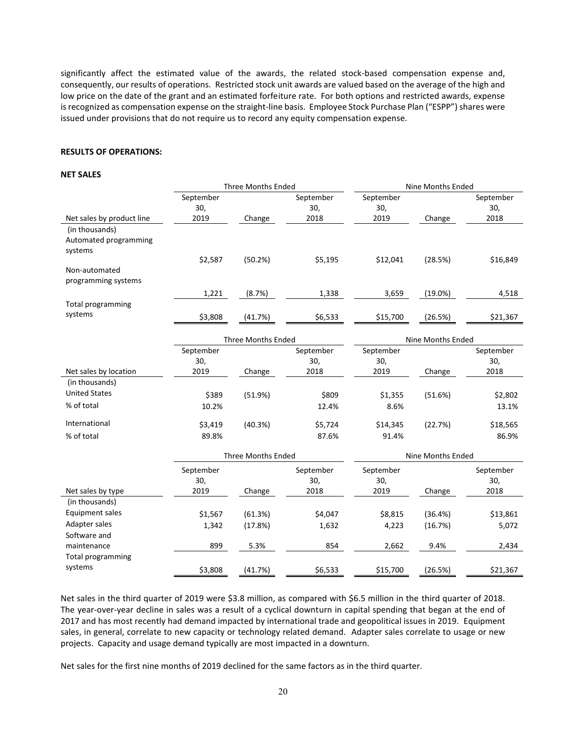significantly affect the estimated value of the awards, the related stock-based compensation expense and, consequently, our results of operations. Restricted stock unit awards are valued based on the average of the high and low price on the date of the grant and an estimated forfeiture rate. For both options and restricted awards, expense is recognized as compensation expense on the straight-line basis. Employee Stock Purchase Plan ("ESPP") shares were issued under provisions that do not require us to record any equity compensation expense.

**RESULTS OF OPERATIONS:**

**NET SALES**

| | Three Months Ended | | | Nine Months Ended | | |
|---|---|---|---|---|---|---|
| Net sales by product line | September 30, 2019 | Change | September 30, 2018 | September 30, 2019 | Change | September 30, 2018 |
| (in thousands) | | | | | | |
| Automated programming systems | $2,587 | (50.2%) | $5,195 | $12,041 | (28.5%) | $16,849 |
| Non-automated programming systems | 1,221 | (8.7%) | 1,338 | 3,659 | (19.0%) | 4,518 |
| Total programming systems | $3,808 | (41.7%) | $6,533 | $15,700 | (26.5%) | $21,367 |

| | Three Months Ended | | | Nine Months Ended | | |
|---|---|---|---|---|---|---|
| Net sales by location | September 30, 2019 | Change | September 30, 2018 | September 30, 2019 | Change | September 30, 2018 |
| (in thousands) | | | | | | |
| United States | $389 | (51.9%) | $809 | $1,355 | (51.6%) | $2,802 |
| % of total | 10.2% | | 12.4% | 8.6% | | 13.1% |
| International | $3,419 | (40.3%) | $5,724 | $14,345 | (22.7%) | $18,565 |
| % of total | 89.8% | | 87.6% | 91.4% | | 86.9% |

| | Three Months Ended | | | Nine Months Ended | | |
|---|---|---|---|---|---|---|
| Net sales by type | September 30, 2019 | Change | September 30, 2018 | September 30, 2019 | Change | September 30, 2018 |
| (in thousands) | | | | | | |
| Equipment sales | $1,567 | (61.3%) | $4,047 | $8,815 | (36.4%) | $13,861 |
| Adapter sales | 1,342 | (17.8%) | 1,632 | 4,223 | (16.7%) | 5,072 |
| Software and maintenance | 899 | 5.3% | 854 | 2,662 | 9.4% | 2,434 |
| Total programming systems | $3,808 | (41.7%) | $6,533 | $15,700 | (26.5%) | $21,367 |

Net sales in the third quarter of 2019 were $3.8 million, as compared with $6.5 million in the third quarter of 2018. The year-over-year decline in sales was a result of a cyclical downturn in capital spending that began at the end of 2017 and has most recently had demand impacted by international trade and geopolitical issues in 2019. Equipment sales, in general, correlate to new capacity or technology related demand. Adapter sales correlate to usage or new projects. Capacity and usage demand typically are most impacted in a downturn.

Net sales for the first nine months of 2019 declined for the same factors as in the third quarter.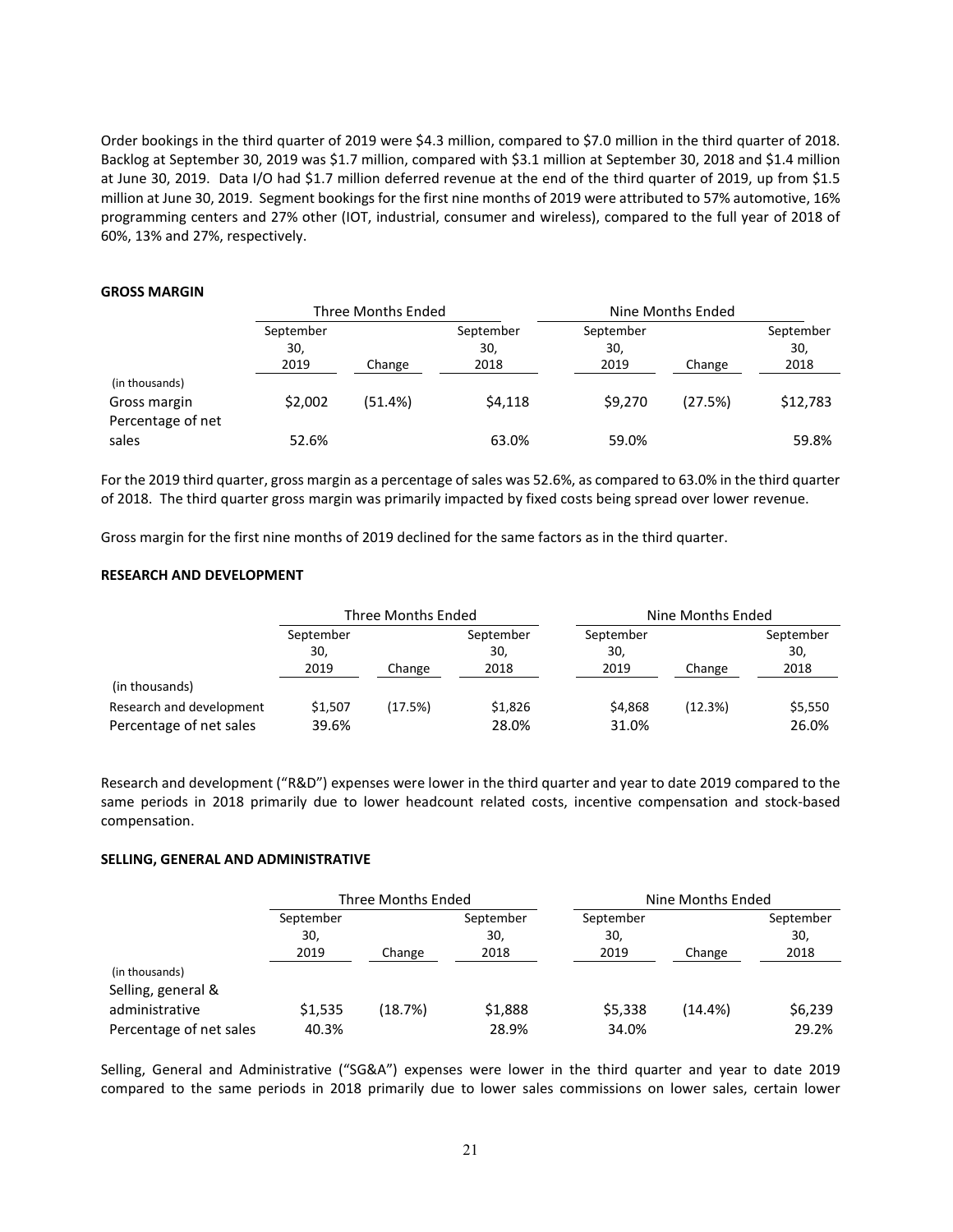Order bookings in the third quarter of 2019 were $4.3 million, compared to $7.0 million in the third quarter of 2018. Backlog at September 30, 2019 was $1.7 million, compared with $3.1 million at September 30, 2018 and $1.4 million at June 30, 2019. Data I/O had $1.7 million deferred revenue at the end of the third quarter of 2019, up from $1.5 million at June 30, 2019. Segment bookings for the first nine months of 2019 were attributed to 57% automotive, 16% programming centers and 27% other (IOT, industrial, consumer and wireless), compared to the full year of 2018 of 60%, 13% and 27%, respectively.

**GROSS MARGIN**

| | Three Months Ended | | | Nine Months Ended | | |
|---|---|---|---|---|---|---|
| | September 30, 2019 | Change | September 30, 2018 | September 30, 2019 | Change | September 30, 2018 |
| (in thousands) | | | | | | |
| Gross margin | $2,002 | (51.4%) | $4,118 | $9,270 | (27.5%) | $12,783 |
| Percentage of net sales | 52.6% | | 63.0% | 59.0% | | 59.8% |

For the 2019 third quarter, gross margin as a percentage of sales was 52.6%, as compared to 63.0% in the third quarter of 2018. The third quarter gross margin was primarily impacted by fixed costs being spread over lower revenue.

Gross margin for the first nine months of 2019 declined for the same factors as in the third quarter.

**RESEARCH AND DEVELOPMENT**

| | Three Months Ended | | | Nine Months Ended | | |
|---|---|---|---|---|---|---|
| | September 30, 2019 | Change | September 30, 2018 | September 30, 2019 | Change | September 30, 2018 |
| (in thousands) | | | | | | |
| Research and development | $1,507 | (17.5%) | $1,826 | $4,868 | (12.3%) | $5,550 |
| Percentage of net sales | 39.6% | | 28.0% | 31.0% | | 26.0% |

Research and development ("R&D") expenses were lower in the third quarter and year to date 2019 compared to the same periods in 2018 primarily due to lower headcount related costs, incentive compensation and stock-based compensation.

**SELLING, GENERAL AND ADMINISTRATIVE**

| | Three Months Ended | | | Nine Months Ended | | |
|---|---|---|---|---|---|---|
| | September 30, 2019 | Change | September 30, 2018 | September 30, 2019 | Change | September 30, 2018 |
| (in thousands) | | | | | | |
| Selling, general & administrative | $1,535 | (18.7%) | $1,888 | $5,338 | (14.4%) | $6,239 |
| Percentage of net sales | 40.3% | | 28.9% | 34.0% | | 29.2% |

Selling, General and Administrative ("SG&A") expenses were lower in the third quarter and year to date 2019 compared to the same periods in 2018 primarily due to lower sales commissions on lower sales, certain lower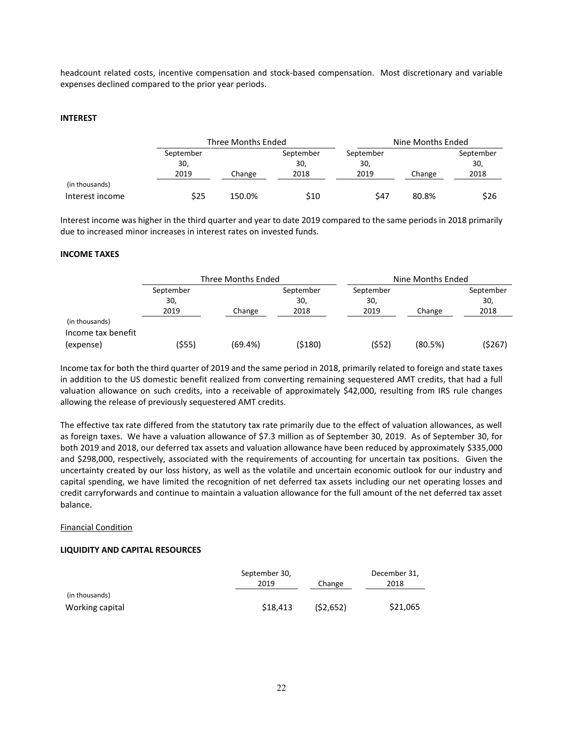headcount related costs, incentive compensation and stock-based compensation. Most discretionary and variable expenses declined compared to the prior year periods.

**INTEREST**

| | Three Months Ended | | | Nine Months Ended | | |
|---|---|---|---|---|---|---|
| (in thousands) | September 30, 2019 | Change | September 30, 2018 | September 30, 2019 | Change | September 30, 2018 |
| Interest income | $25 | 150.0% | $10 | $47 | 80.8% | $26 |

Interest income was higher in the third quarter and year to date 2019 compared to the same periods in 2018 primarily due to increased minor increases in interest rates on invested funds.

**INCOME TAXES**

| | Three Months Ended | | | Nine Months Ended | | |
|---|---|---|---|---|---|---|
| (in thousands) | September 30, 2019 | Change | September 30, 2018 | September 30, 2019 | Change | September 30, 2018 |
| Income tax benefit (expense) | ($55) | (69.4%) | ($180) | ($52) | (80.5%) | ($267) |

Income tax for both the third quarter of 2019 and the same period in 2018, primarily related to foreign and state taxes in addition to the US domestic benefit realized from converting remaining sequestered AMT credits, that had a full valuation allowance on such credits, into a receivable of approximately $42,000, resulting from IRS rule changes allowing the release of previously sequestered AMT credits.

The effective tax rate differed from the statutory tax rate primarily due to the effect of valuation allowances, as well as foreign taxes. We have a valuation allowance of $7.3 million as of September 30, 2019. As of September 30, for both 2019 and 2018, our deferred tax assets and valuation allowance have been reduced by approximately $335,000 and $298,000, respectively, associated with the requirements of accounting for uncertain tax positions. Given the uncertainty created by our loss history, as well as the volatile and uncertain economic outlook for our industry and capital spending, we have limited the recognition of net deferred tax assets including our net operating losses and credit carryforwards and continue to maintain a valuation allowance for the full amount of the net deferred tax asset balance.

Financial Condition

**LIQUIDITY AND CAPITAL RESOURCES**

| (in thousands) | September 30, 2019 | Change | December 31, 2018 |
|---|---|---|---|
| Working capital | $18,413 | ($2,652) | $21,065 |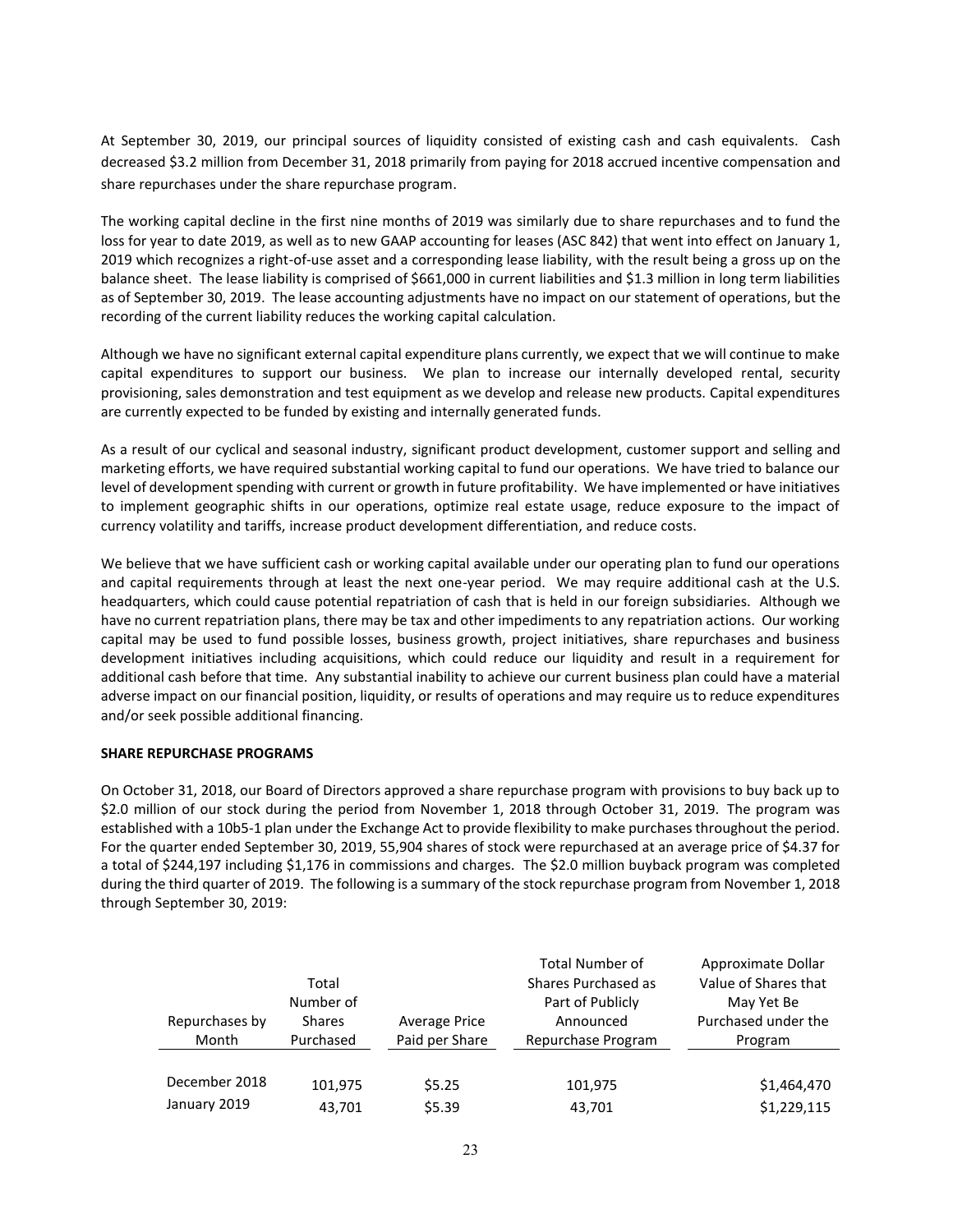At September 30, 2019, our principal sources of liquidity consisted of existing cash and cash equivalents. Cash decreased $3.2 million from December 31, 2018 primarily from paying for 2018 accrued incentive compensation and share repurchases under the share repurchase program.

The working capital decline in the first nine months of 2019 was similarly due to share repurchases and to fund the loss for year to date 2019, as well as to new GAAP accounting for leases (ASC 842) that went into effect on January 1, 2019 which recognizes a right-of-use asset and a corresponding lease liability, with the result being a gross up on the balance sheet. The lease liability is comprised of $661,000 in current liabilities and $1.3 million in long term liabilities as of September 30, 2019. The lease accounting adjustments have no impact on our statement of operations, but the recording of the current liability reduces the working capital calculation.

Although we have no significant external capital expenditure plans currently, we expect that we will continue to make capital expenditures to support our business. We plan to increase our internally developed rental, security provisioning, sales demonstration and test equipment as we develop and release new products. Capital expenditures are currently expected to be funded by existing and internally generated funds.

As a result of our cyclical and seasonal industry, significant product development, customer support and selling and marketing efforts, we have required substantial working capital to fund our operations. We have tried to balance our level of development spending with current or growth in future profitability. We have implemented or have initiatives to implement geographic shifts in our operations, optimize real estate usage, reduce exposure to the impact of currency volatility and tariffs, increase product development differentiation, and reduce costs.

We believe that we have sufficient cash or working capital available under our operating plan to fund our operations and capital requirements through at least the next one-year period. We may require additional cash at the U.S. headquarters, which could cause potential repatriation of cash that is held in our foreign subsidiaries. Although we have no current repatriation plans, there may be tax and other impediments to any repatriation actions. Our working capital may be used to fund possible losses, business growth, project initiatives, share repurchases and business development initiatives including acquisitions, which could reduce our liquidity and result in a requirement for additional cash before that time. Any substantial inability to achieve our current business plan could have a material adverse impact on our financial position, liquidity, or results of operations and may require us to reduce expenditures and/or seek possible additional financing.

**SHARE REPURCHASE PROGRAMS**

On October 31, 2018, our Board of Directors approved a share repurchase program with provisions to buy back up to $2.0 million of our stock during the period from November 1, 2018 through October 31, 2019. The program was established with a 10b5-1 plan under the Exchange Act to provide flexibility to make purchases throughout the period. For the quarter ended September 30, 2019, 55,904 shares of stock were repurchased at an average price of $4.37 for a total of $244,197 including $1,176 in commissions and charges. The $2.0 million buyback program was completed during the third quarter of 2019. The following is a summary of the stock repurchase program from November 1, 2018 through September 30, 2019:

| Repurchases by Month | Total Number of Shares Purchased | Average Price Paid per Share | Total Number of Shares Purchased as Part of Publicly Announced Repurchase Program | Approximate Dollar Value of Shares that May Yet Be Purchased under the Program |
|---|---|---|---|---|
| December 2018 | 101,975 | $5.25 | 101,975 | $1,464,470 |
| January 2019 | 43,701 | $5.39 | 43,701 | $1,229,115 |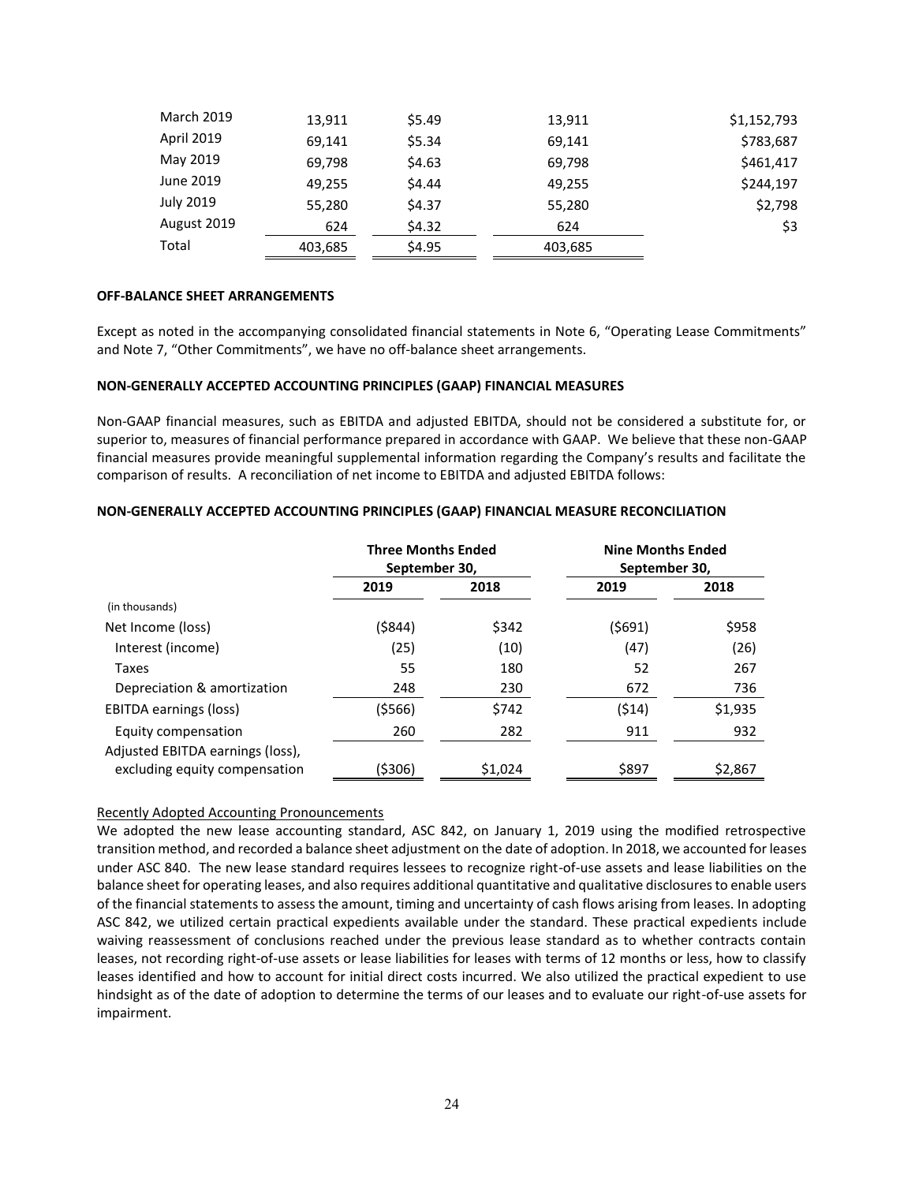| | | | | |
|---|---|---|---|---|
| March 2019 | 13,911 | $5.49 | 13,911 | $1,152,793 |
| April 2019 | 69,141 | $5.34 | 69,141 | $783,687 |
| May 2019 | 69,798 | $4.63 | 69,798 | $461,417 |
| June 2019 | 49,255 | $4.44 | 49,255 | $244,197 |
| July 2019 | 55,280 | $4.37 | 55,280 | $2,798 |
| August 2019 | 624 | $4.32 | 624 | $3 |
| Total | 403,685 | $4.95 | 403,685 | |

**OFF-BALANCE SHEET ARRANGEMENTS**

Except as noted in the accompanying consolidated financial statements in Note 6, "Operating Lease Commitments" and Note 7, "Other Commitments", we have no off-balance sheet arrangements.

**NON-GENERALLY ACCEPTED ACCOUNTING PRINCIPLES (GAAP) FINANCIAL MEASURES**

Non-GAAP financial measures, such as EBITDA and adjusted EBITDA, should not be considered a substitute for, or superior to, measures of financial performance prepared in accordance with GAAP. We believe that these non-GAAP financial measures provide meaningful supplemental information regarding the Company's results and facilitate the comparison of results. A reconciliation of net income to EBITDA and adjusted EBITDA follows:

**NON-GENERALLY ACCEPTED ACCOUNTING PRINCIPLES (GAAP) FINANCIAL MEASURE RECONCILIATION**

| | Three Months Ended September 30, | | Nine Months Ended September 30, | |
|---|---|---|---|---|
| | 2019 | 2018 | 2019 | 2018 |
| (in thousands) | | | | |
| Net Income (loss) | ($844) | $342 | ($691) | $958 |
| Interest (income) | (25) | (10) | (47) | (26) |
| Taxes | 55 | 180 | 52 | 267 |
| Depreciation & amortization | 248 | 230 | 672 | 736 |
| EBITDA earnings (loss) | ($566) | $742 | ($14) | $1,935 |
| Equity compensation | 260 | 282 | 911 | 932 |
| Adjusted EBITDA earnings (loss), excluding equity compensation | ($306) | $1,024 | $897 | $2,867 |

Recently Adopted Accounting Pronouncements

We adopted the new lease accounting standard, ASC 842, on January 1, 2019 using the modified retrospective transition method, and recorded a balance sheet adjustment on the date of adoption. In 2018, we accounted for leases under ASC 840. The new lease standard requires lessees to recognize right-of-use assets and lease liabilities on the balance sheet for operating leases, and also requires additional quantitative and qualitative disclosures to enable users of the financial statements to assess the amount, timing and uncertainty of cash flows arising from leases. In adopting ASC 842, we utilized certain practical expedients available under the standard. These practical expedients include waiving reassessment of conclusions reached under the previous lease standard as to whether contracts contain leases, not recording right-of-use assets or lease liabilities for leases with terms of 12 months or less, how to classify leases identified and how to account for initial direct costs incurred. We also utilized the practical expedient to use hindsight as of the date of adoption to determine the terms of our leases and to evaluate our right-of-use assets for impairment.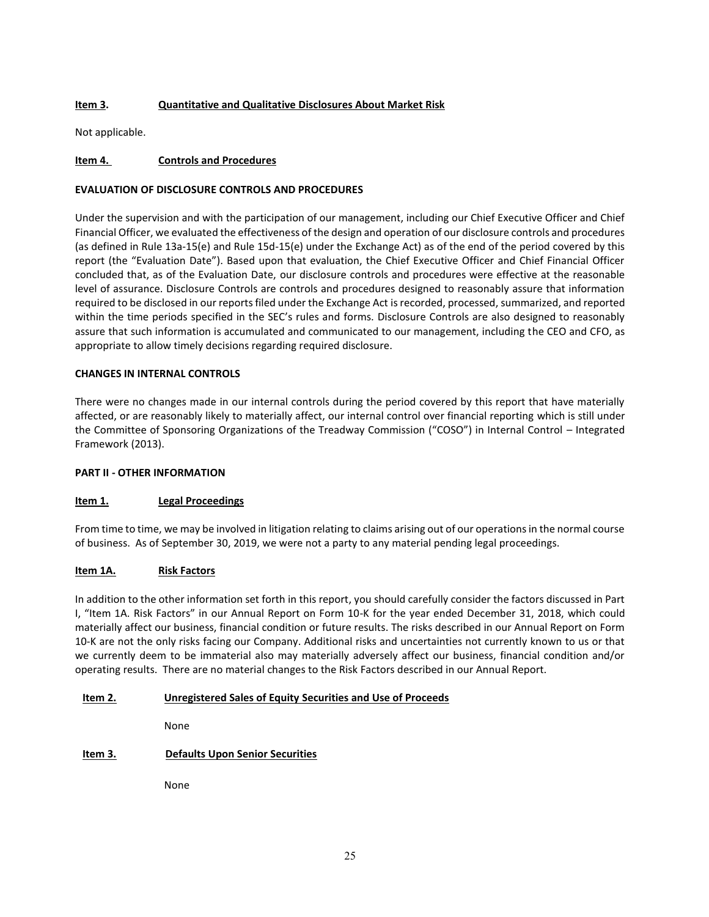### Item 3. Quantitative and Qualitative Disclosures About Market Risk

Not applicable.

### Item 4. Controls and Procedures

**EVALUATION OF DISCLOSURE CONTROLS AND PROCEDURES**

Under the supervision and with the participation of our management, including our Chief Executive Officer and Chief Financial Officer, we evaluated the effectiveness of the design and operation of our disclosure controls and procedures (as defined in Rule 13a-15(e) and Rule 15d-15(e) under the Exchange Act) as of the end of the period covered by this report (the "Evaluation Date"). Based upon that evaluation, the Chief Executive Officer and Chief Financial Officer concluded that, as of the Evaluation Date, our disclosure controls and procedures were effective at the reasonable level of assurance. Disclosure Controls are controls and procedures designed to reasonably assure that information required to be disclosed in our reports filed under the Exchange Act is recorded, processed, summarized, and reported within the time periods specified in the SEC's rules and forms. Disclosure Controls are also designed to reasonably assure that such information is accumulated and communicated to our management, including the CEO and CFO, as appropriate to allow timely decisions regarding required disclosure.

**CHANGES IN INTERNAL CONTROLS**

There were no changes made in our internal controls during the period covered by this report that have materially affected, or are reasonably likely to materially affect, our internal control over financial reporting which is still under the Committee of Sponsoring Organizations of the Treadway Commission ("COSO") in Internal Control – Integrated Framework (2013).

## PART II - OTHER INFORMATION

### Item 1. Legal Proceedings

From time to time, we may be involved in litigation relating to claims arising out of our operations in the normal course of business. As of September 30, 2019, we were not a party to any material pending legal proceedings.

### Item 1A. Risk Factors

In addition to the other information set forth in this report, you should carefully consider the factors discussed in Part I, "Item 1A. Risk Factors" in our Annual Report on Form 10-K for the year ended December 31, 2018, which could materially affect our business, financial condition or future results. The risks described in our Annual Report on Form 10-K are not the only risks facing our Company. Additional risks and uncertainties not currently known to us or that we currently deem to be immaterial also may materially adversely affect our business, financial condition and/or operating results. There are no material changes to the Risk Factors described in our Annual Report.

### Item 2. Unregistered Sales of Equity Securities and Use of Proceeds

None

### Item 3. Defaults Upon Senior Securities

None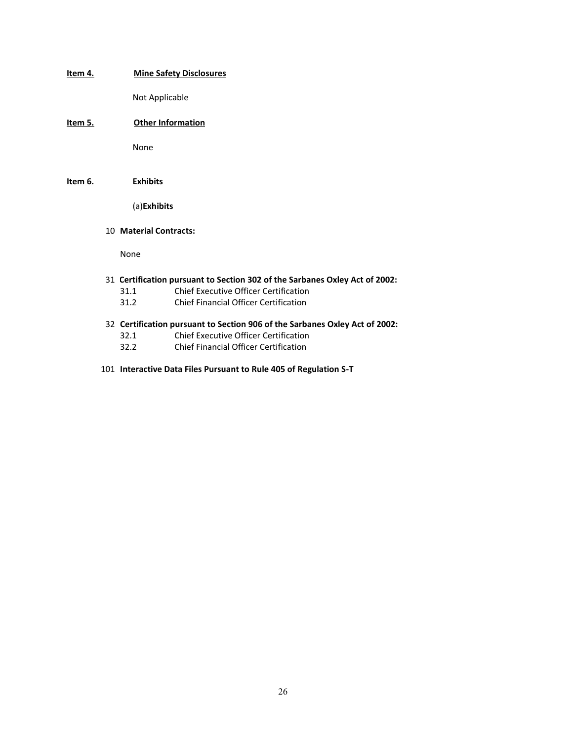**Item 4.** **Mine Safety Disclosures**

Not Applicable

**Item 5.** **Other Information**

None

**Item 6.** **Exhibits**

(a)**Exhibits**

10 **Material Contracts:**

None

31 **Certification pursuant to Section 302 of the Sarbanes Oxley Act of 2002:**

31.1 Chief Executive Officer Certification

31.2 Chief Financial Officer Certification

32 **Certification pursuant to Section 906 of the Sarbanes Oxley Act of 2002:**

32.1 Chief Executive Officer Certification

32.2 Chief Financial Officer Certification

101 **Interactive Data Files Pursuant to Rule 405 of Regulation S-T**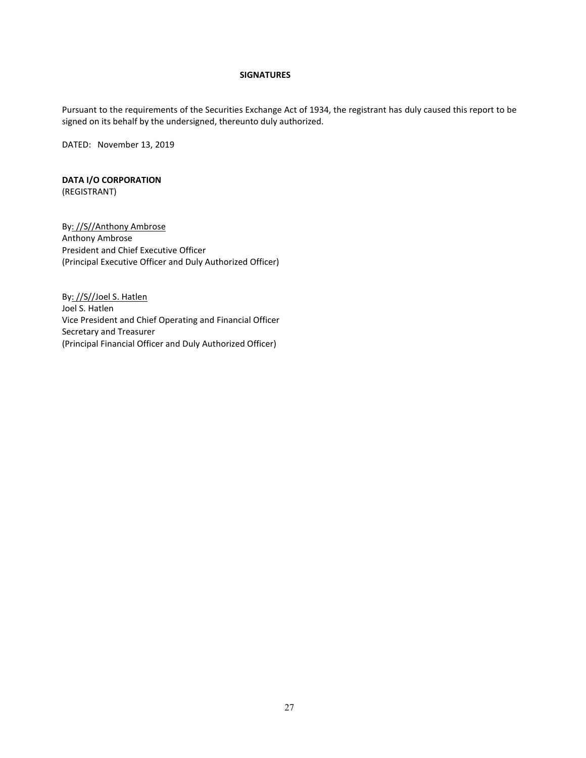**SIGNATURES**

Pursuant to the requirements of the Securities Exchange Act of 1934, the registrant has duly caused this report to be signed on its behalf by the undersigned, thereunto duly authorized.

DATED: November 13, 2019

**DATA I/O CORPORATION**
(REGISTRANT)

By: //S//Anthony Ambrose
Anthony Ambrose
President and Chief Executive Officer
(Principal Executive Officer and Duly Authorized Officer)

By: //S//Joel S. Hatlen
Joel S. Hatlen
Vice President and Chief Operating and Financial Officer
Secretary and Treasurer
(Principal Financial Officer and Duly Authorized Officer)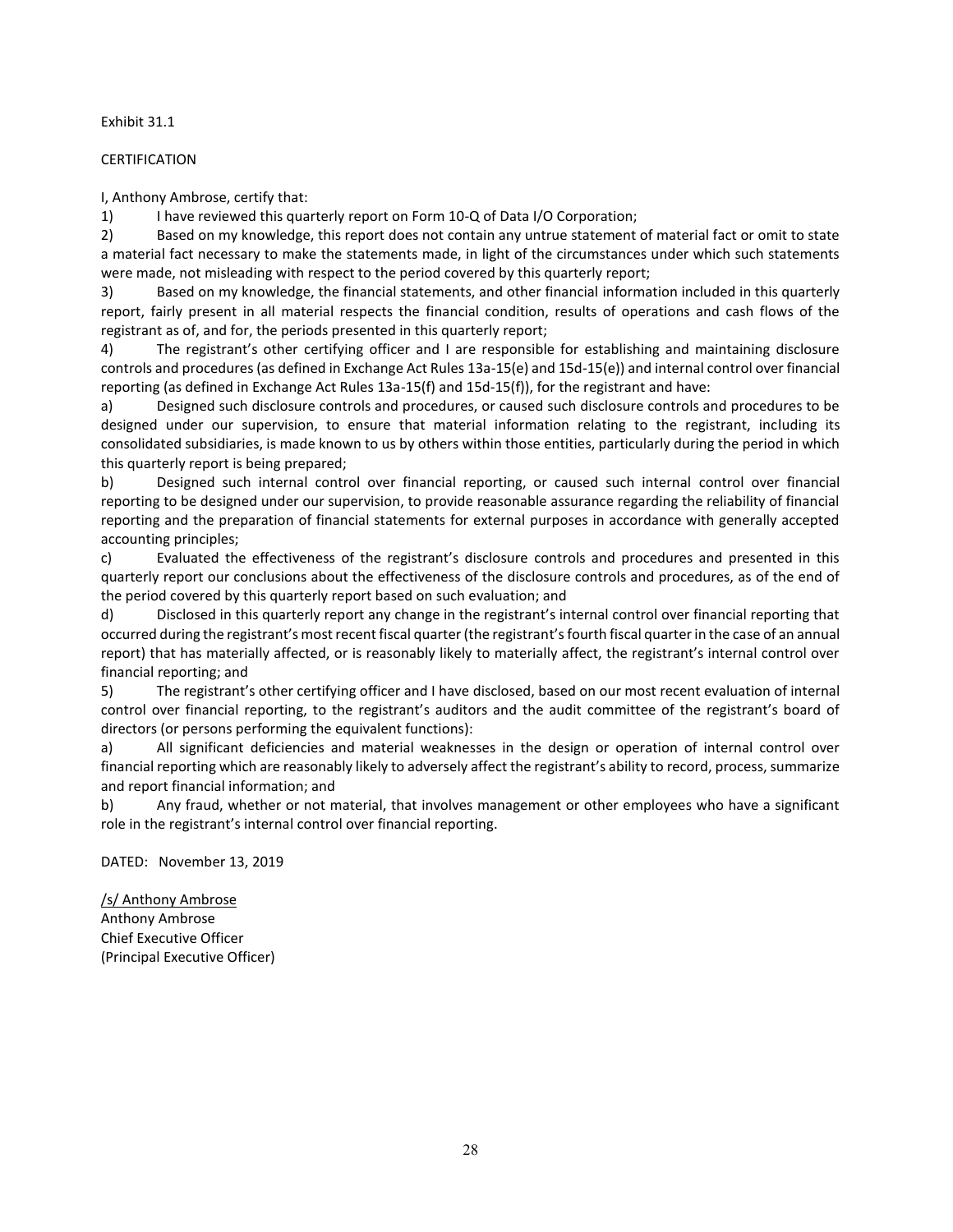Exhibit 31.1

CERTIFICATION

I, Anthony Ambrose, certify that:

1) I have reviewed this quarterly report on Form 10-Q of Data I/O Corporation;

2) Based on my knowledge, this report does not contain any untrue statement of material fact or omit to state a material fact necessary to make the statements made, in light of the circumstances under which such statements were made, not misleading with respect to the period covered by this quarterly report;

3) Based on my knowledge, the financial statements, and other financial information included in this quarterly report, fairly present in all material respects the financial condition, results of operations and cash flows of the registrant as of, and for, the periods presented in this quarterly report;

4) The registrant's other certifying officer and I are responsible for establishing and maintaining disclosure controls and procedures (as defined in Exchange Act Rules 13a-15(e) and 15d-15(e)) and internal control over financial reporting (as defined in Exchange Act Rules 13a-15(f) and 15d-15(f)), for the registrant and have:

a) Designed such disclosure controls and procedures, or caused such disclosure controls and procedures to be designed under our supervision, to ensure that material information relating to the registrant, including its consolidated subsidiaries, is made known to us by others within those entities, particularly during the period in which this quarterly report is being prepared;

b) Designed such internal control over financial reporting, or caused such internal control over financial reporting to be designed under our supervision, to provide reasonable assurance regarding the reliability of financial reporting and the preparation of financial statements for external purposes in accordance with generally accepted accounting principles;

c) Evaluated the effectiveness of the registrant's disclosure controls and procedures and presented in this quarterly report our conclusions about the effectiveness of the disclosure controls and procedures, as of the end of the period covered by this quarterly report based on such evaluation; and

d) Disclosed in this quarterly report any change in the registrant's internal control over financial reporting that occurred during the registrant's most recent fiscal quarter (the registrant's fourth fiscal quarter in the case of an annual report) that has materially affected, or is reasonably likely to materially affect, the registrant's internal control over financial reporting; and

5) The registrant's other certifying officer and I have disclosed, based on our most recent evaluation of internal control over financial reporting, to the registrant's auditors and the audit committee of the registrant's board of directors (or persons performing the equivalent functions):

a) All significant deficiencies and material weaknesses in the design or operation of internal control over financial reporting which are reasonably likely to adversely affect the registrant's ability to record, process, summarize and report financial information; and

b) Any fraud, whether or not material, that involves management or other employees who have a significant role in the registrant's internal control over financial reporting.

DATED: November 13, 2019

/s/ Anthony Ambrose
Anthony Ambrose
Chief Executive Officer
(Principal Executive Officer)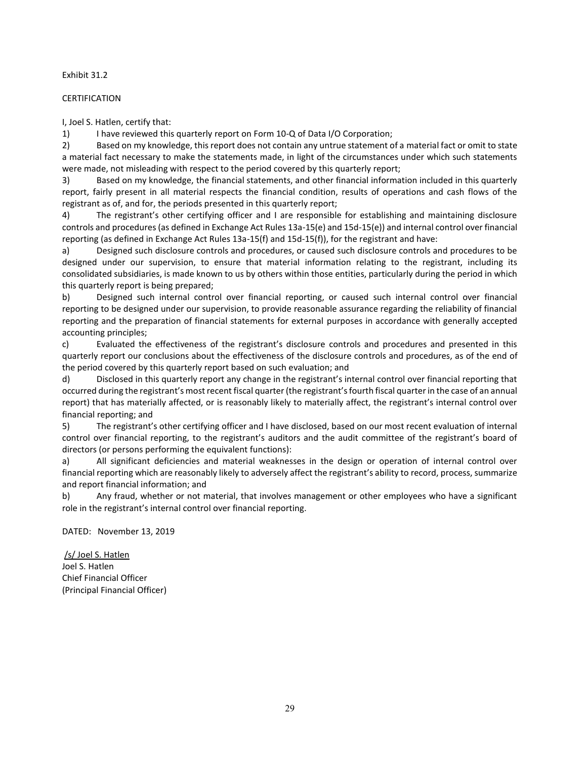Exhibit 31.2

CERTIFICATION

I, Joel S. Hatlen, certify that:

1) I have reviewed this quarterly report on Form 10-Q of Data I/O Corporation;

2) Based on my knowledge, this report does not contain any untrue statement of a material fact or omit to state a material fact necessary to make the statements made, in light of the circumstances under which such statements were made, not misleading with respect to the period covered by this quarterly report;

3) Based on my knowledge, the financial statements, and other financial information included in this quarterly report, fairly present in all material respects the financial condition, results of operations and cash flows of the registrant as of, and for, the periods presented in this quarterly report;

4) The registrant's other certifying officer and I are responsible for establishing and maintaining disclosure controls and procedures (as defined in Exchange Act Rules 13a-15(e) and 15d-15(e)) and internal control over financial reporting (as defined in Exchange Act Rules 13a-15(f) and 15d-15(f)), for the registrant and have:

a) Designed such disclosure controls and procedures, or caused such disclosure controls and procedures to be designed under our supervision, to ensure that material information relating to the registrant, including its consolidated subsidiaries, is made known to us by others within those entities, particularly during the period in which this quarterly report is being prepared;

b) Designed such internal control over financial reporting, or caused such internal control over financial reporting to be designed under our supervision, to provide reasonable assurance regarding the reliability of financial reporting and the preparation of financial statements for external purposes in accordance with generally accepted accounting principles;

c) Evaluated the effectiveness of the registrant's disclosure controls and procedures and presented in this quarterly report our conclusions about the effectiveness of the disclosure controls and procedures, as of the end of the period covered by this quarterly report based on such evaluation; and

d) Disclosed in this quarterly report any change in the registrant's internal control over financial reporting that occurred during the registrant's most recent fiscal quarter (the registrant's fourth fiscal quarter in the case of an annual report) that has materially affected, or is reasonably likely to materially affect, the registrant's internal control over financial reporting; and

5) The registrant's other certifying officer and I have disclosed, based on our most recent evaluation of internal control over financial reporting, to the registrant's auditors and the audit committee of the registrant's board of directors (or persons performing the equivalent functions):

a) All significant deficiencies and material weaknesses in the design or operation of internal control over financial reporting which are reasonably likely to adversely affect the registrant's ability to record, process, summarize and report financial information; and

b) Any fraud, whether or not material, that involves management or other employees who have a significant role in the registrant's internal control over financial reporting.

DATED: November 13, 2019

/s/ Joel S. Hatlen
Joel S. Hatlen
Chief Financial Officer
(Principal Financial Officer)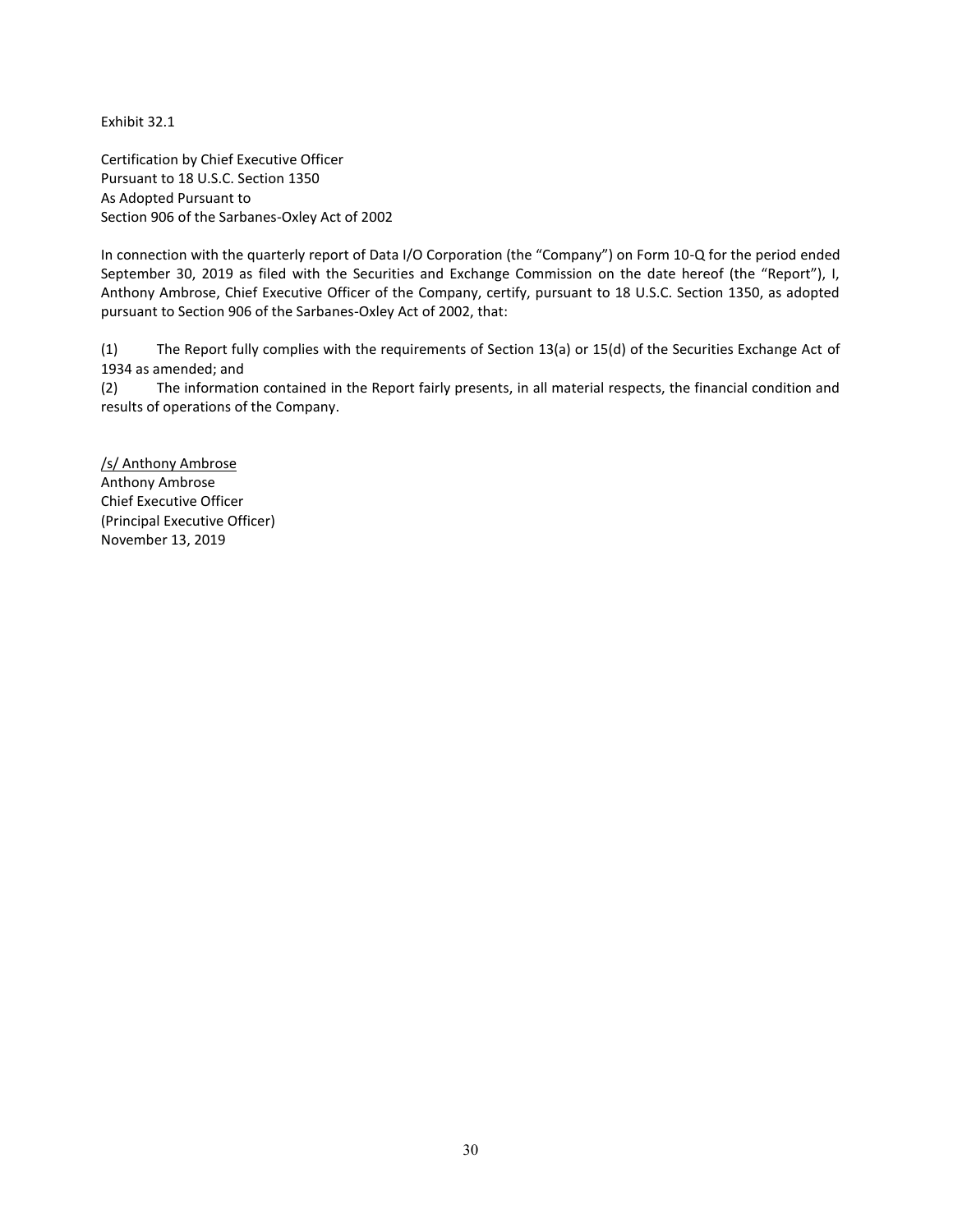Exhibit 32.1

Certification by Chief Executive Officer
Pursuant to 18 U.S.C. Section 1350
As Adopted Pursuant to
Section 906 of the Sarbanes-Oxley Act of 2002

In connection with the quarterly report of Data I/O Corporation (the "Company") on Form 10-Q for the period ended September 30, 2019 as filed with the Securities and Exchange Commission on the date hereof (the "Report"), I, Anthony Ambrose, Chief Executive Officer of the Company, certify, pursuant to 18 U.S.C. Section 1350, as adopted pursuant to Section 906 of the Sarbanes-Oxley Act of 2002, that:

(1) The Report fully complies with the requirements of Section 13(a) or 15(d) of the Securities Exchange Act of 1934 as amended; and
(2) The information contained in the Report fairly presents, in all material respects, the financial condition and results of operations of the Company.

/s/ Anthony Ambrose
Anthony Ambrose
Chief Executive Officer
(Principal Executive Officer)
November 13, 2019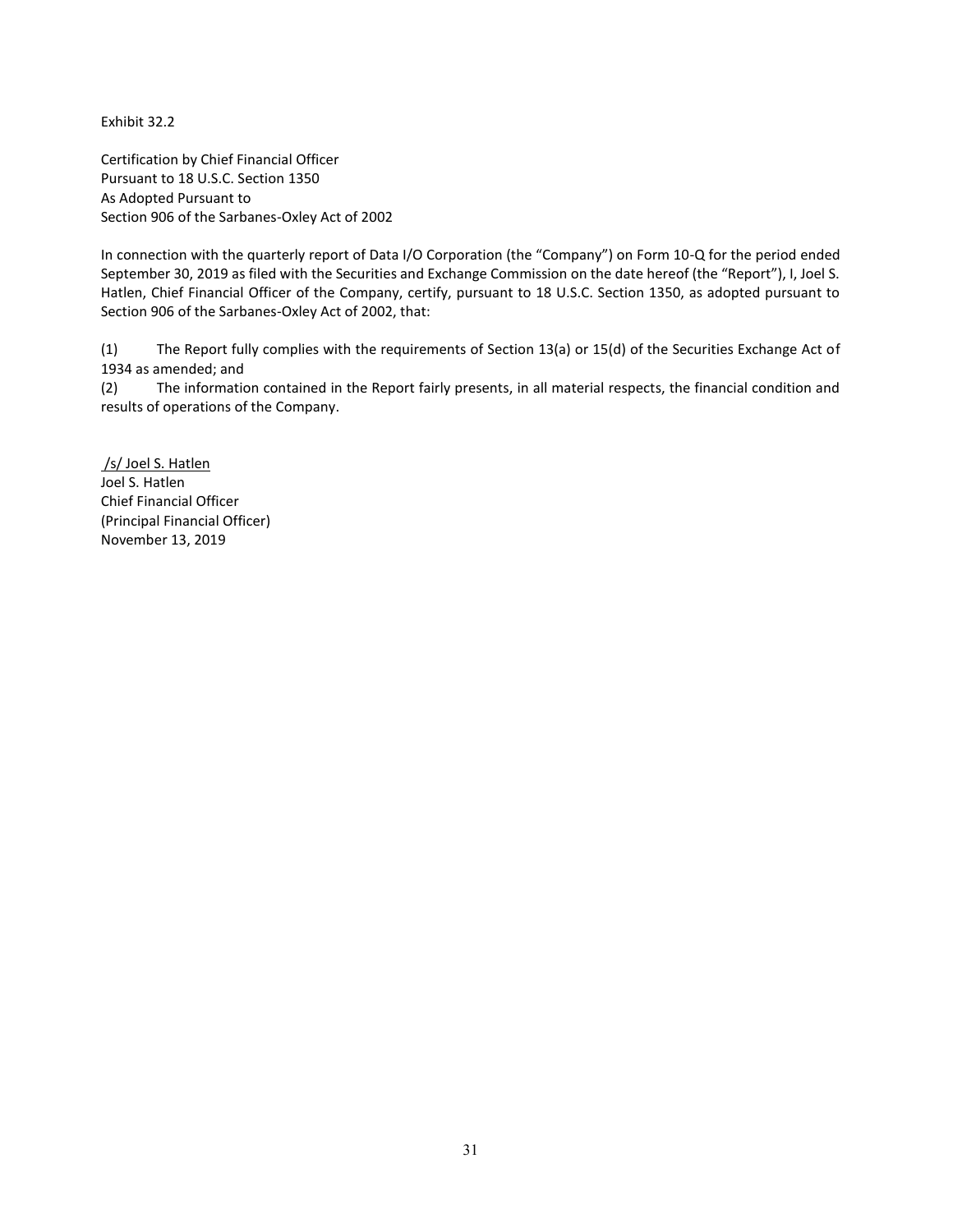Exhibit 32.2

Certification by Chief Financial Officer
Pursuant to 18 U.S.C. Section 1350
As Adopted Pursuant to
Section 906 of the Sarbanes-Oxley Act of 2002

In connection with the quarterly report of Data I/O Corporation (the "Company") on Form 10-Q for the period ended September 30, 2019 as filed with the Securities and Exchange Commission on the date hereof (the "Report"), I, Joel S. Hatlen, Chief Financial Officer of the Company, certify, pursuant to 18 U.S.C. Section 1350, as adopted pursuant to Section 906 of the Sarbanes-Oxley Act of 2002, that:

(1) The Report fully complies with the requirements of Section 13(a) or 15(d) of the Securities Exchange Act of 1934 as amended; and
(2) The information contained in the Report fairly presents, in all material respects, the financial condition and results of operations of the Company.

/s/ Joel S. Hatlen
Joel S. Hatlen
Chief Financial Officer
(Principal Financial Officer)
November 13, 2019